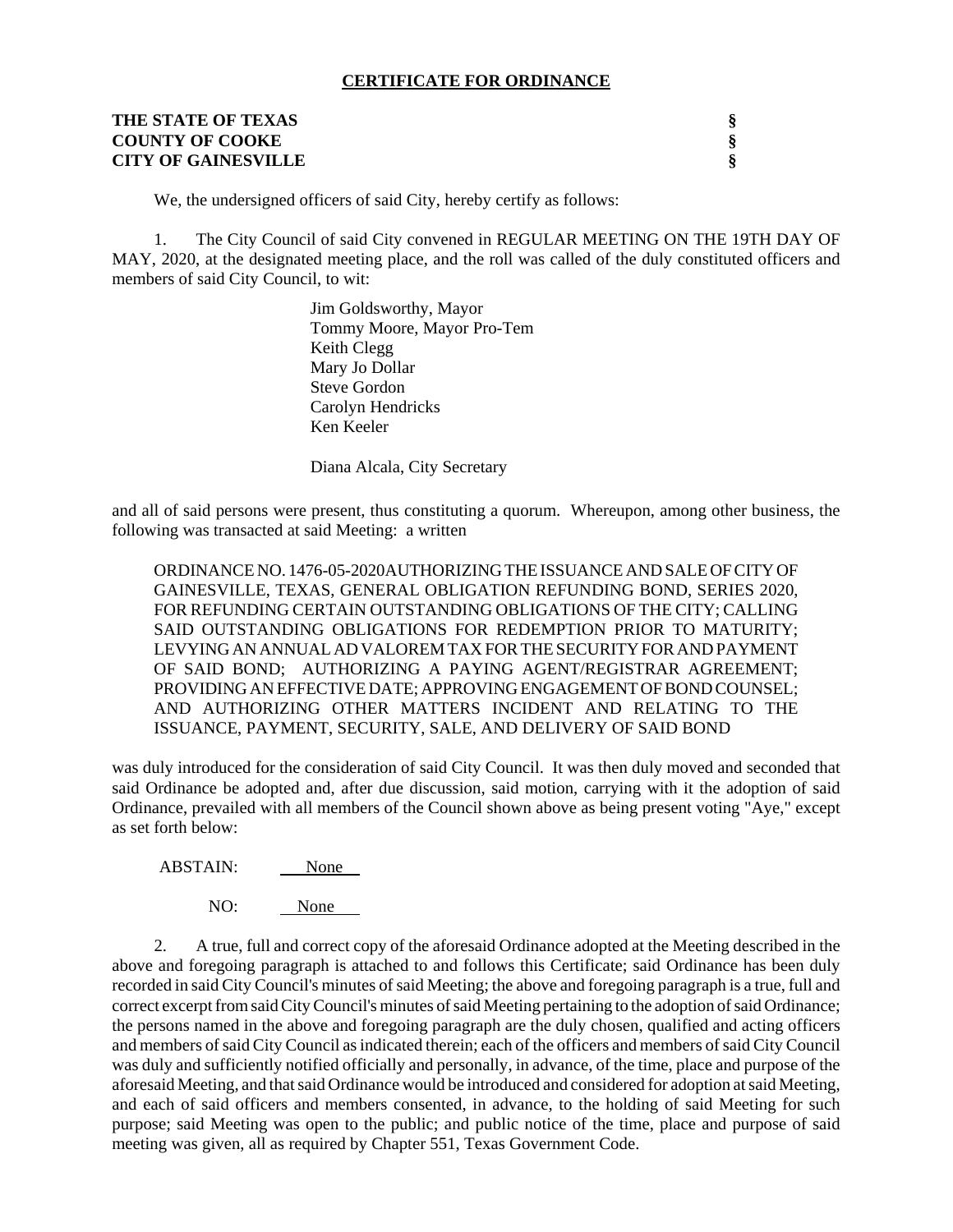**CERTIFICATE FOR ORDINANCE**

**THE STATE OF TEXAS** §
**COUNTY OF COOKE** §
**CITY OF GAINESVILLE** §

We, the undersigned officers of said City, hereby certify as follows:

1. The City Council of said City convened in REGULAR MEETING ON THE 19TH DAY OF MAY, 2020, at the designated meeting place, and the roll was called of the duly constituted officers and members of said City Council, to wit:

Jim Goldsworthy, Mayor
Tommy Moore, Mayor Pro-Tem
Keith Clegg
Mary Jo Dollar
Steve Gordon
Carolyn Hendricks
Ken Keeler

Diana Alcala, City Secretary

and all of said persons were present, thus constituting a quorum. Whereupon, among other business, the following was transacted at said Meeting: a written

ORDINANCE NO. 1476-05-2020AUTHORIZING THE ISSUANCE AND SALE OF CITY OF GAINESVILLE, TEXAS, GENERAL OBLIGATION REFUNDING BOND, SERIES 2020, FOR REFUNDING CERTAIN OUTSTANDING OBLIGATIONS OF THE CITY; CALLING SAID OUTSTANDING OBLIGATIONS FOR REDEMPTION PRIOR TO MATURITY; LEVYING AN ANNUAL AD VALOREM TAX FOR THE SECURITY FOR AND PAYMENT OF SAID BOND; AUTHORIZING A PAYING AGENT/REGISTRAR AGREEMENT; PROVIDING AN EFFECTIVE DATE; APPROVING ENGAGEMENT OF BOND COUNSEL; AND AUTHORIZING OTHER MATTERS INCIDENT AND RELATING TO THE ISSUANCE, PAYMENT, SECURITY, SALE, AND DELIVERY OF SAID BOND

was duly introduced for the consideration of said City Council. It was then duly moved and seconded that said Ordinance be adopted and, after due discussion, said motion, carrying with it the adoption of said Ordinance, prevailed with all members of the Council shown above as being present voting "Aye," except as set forth below:

ABSTAIN: None

NO: None

2. A true, full and correct copy of the aforesaid Ordinance adopted at the Meeting described in the above and foregoing paragraph is attached to and follows this Certificate; said Ordinance has been duly recorded in said City Council's minutes of said Meeting; the above and foregoing paragraph is a true, full and correct excerpt from said City Council's minutes of said Meeting pertaining to the adoption of said Ordinance; the persons named in the above and foregoing paragraph are the duly chosen, qualified and acting officers and members of said City Council as indicated therein; each of the officers and members of said City Council was duly and sufficiently notified officially and personally, in advance, of the time, place and purpose of the aforesaid Meeting, and that said Ordinance would be introduced and considered for adoption at said Meeting, and each of said officers and members consented, in advance, to the holding of said Meeting for such purpose; said Meeting was open to the public; and public notice of the time, place and purpose of said meeting was given, all as required by Chapter 551, Texas Government Code.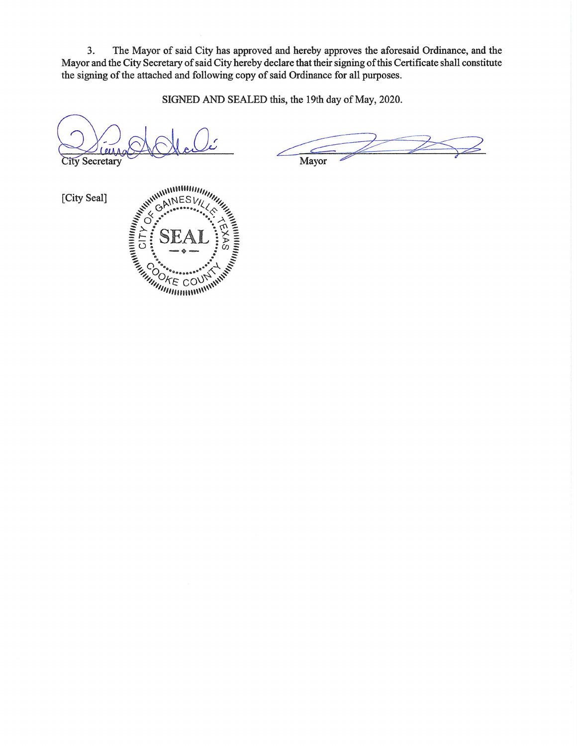3. The Mayor of said City has approved and hereby approves the aforesaid Ordinance, and the Mayor and the City Secretary of said City hereby declare that their signing of this Certificate shall constitute the signing of the attached and following copy of said Ordinance for all purposes.

SIGNED AND SEALED this, the 19th day of May, 2020.

City Secretary

Mayor

[City Seal]

CITY OF GAINESVILLE, TEXAS
SEAL
COOKE COUNTY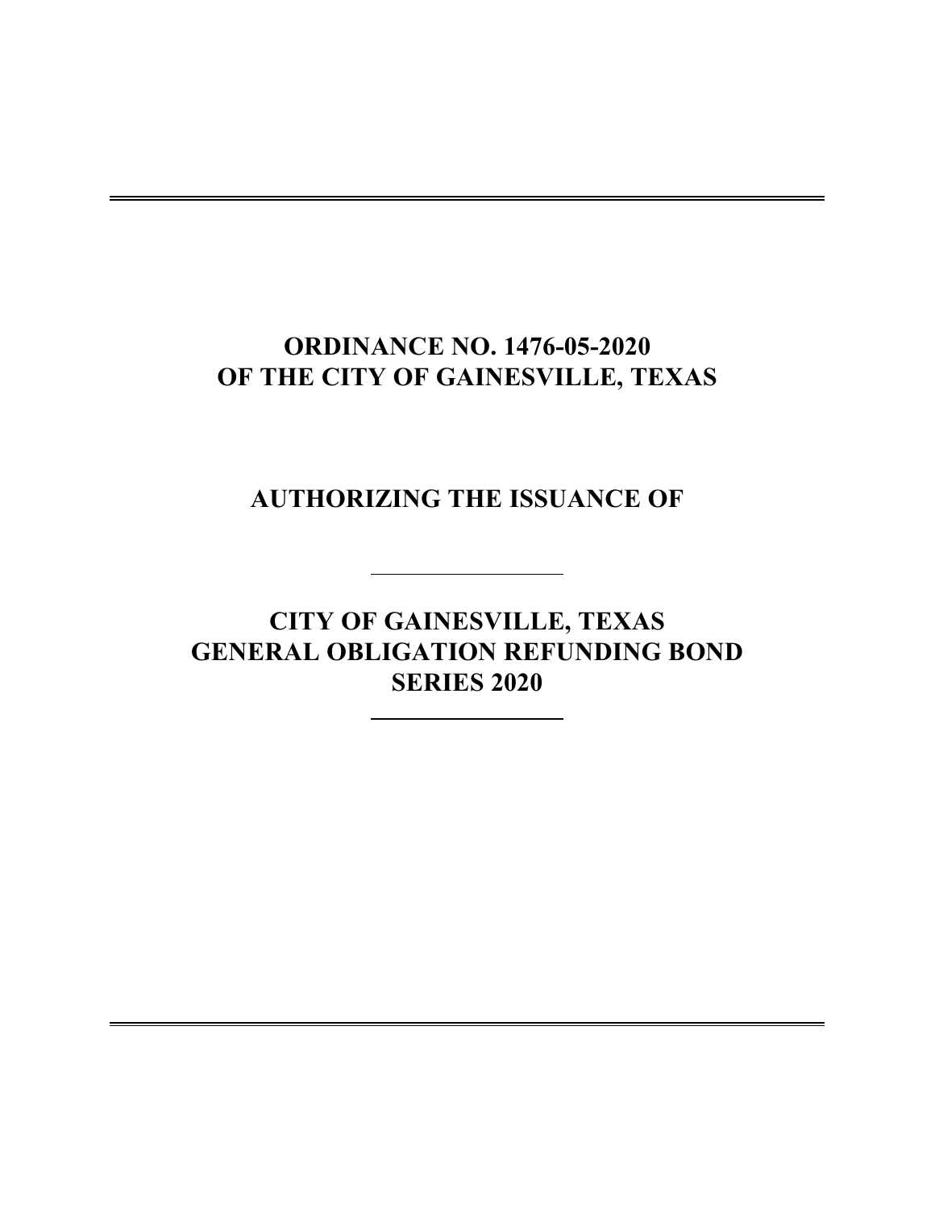# ORDINANCE NO. 1476-05-2020
# OF THE CITY OF GAINESVILLE, TEXAS

## AUTHORIZING THE ISSUANCE OF

---

# CITY OF GAINESVILLE, TEXAS
# GENERAL OBLIGATION REFUNDING BOND
# SERIES 2020

---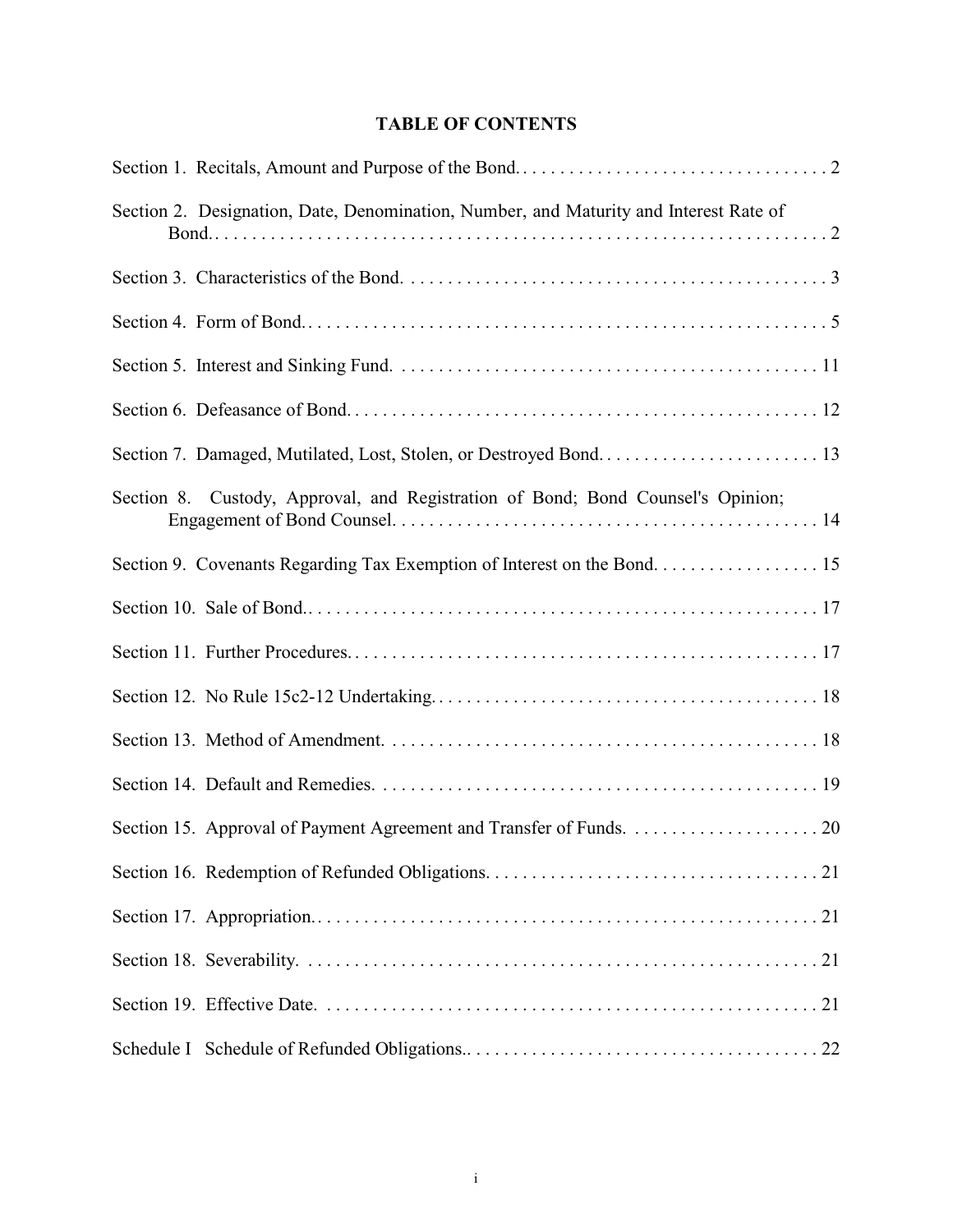# TABLE OF CONTENTS

| | |
|---|---|
| Section 1. Recitals, Amount and Purpose of the Bond. | 2 |
| Section 2. Designation, Date, Denomination, Number, and Maturity and Interest Rate of Bond. | 2 |
| Section 3. Characteristics of the Bond. | 3 |
| Section 4. Form of Bond. | 5 |
| Section 5. Interest and Sinking Fund. | 11 |
| Section 6. Defeasance of Bond. | 12 |
| Section 7. Damaged, Mutilated, Lost, Stolen, or Destroyed Bond. | 13 |
| Section 8. Custody, Approval, and Registration of Bond; Bond Counsel's Opinion; Engagement of Bond Counsel. | 14 |
| Section 9. Covenants Regarding Tax Exemption of Interest on the Bond. | 15 |
| Section 10. Sale of Bond. | 17 |
| Section 11. Further Procedures. | 17 |
| Section 12. No Rule 15c2-12 Undertaking. | 18 |
| Section 13. Method of Amendment. | 18 |
| Section 14. Default and Remedies. | 19 |
| Section 15. Approval of Payment Agreement and Transfer of Funds. | 20 |
| Section 16. Redemption of Refunded Obligations. | 21 |
| Section 17. Appropriation. | 21 |
| Section 18. Severability. | 21 |
| Section 19. Effective Date. | 21 |
| Schedule I Schedule of Refunded Obligations. | 22 |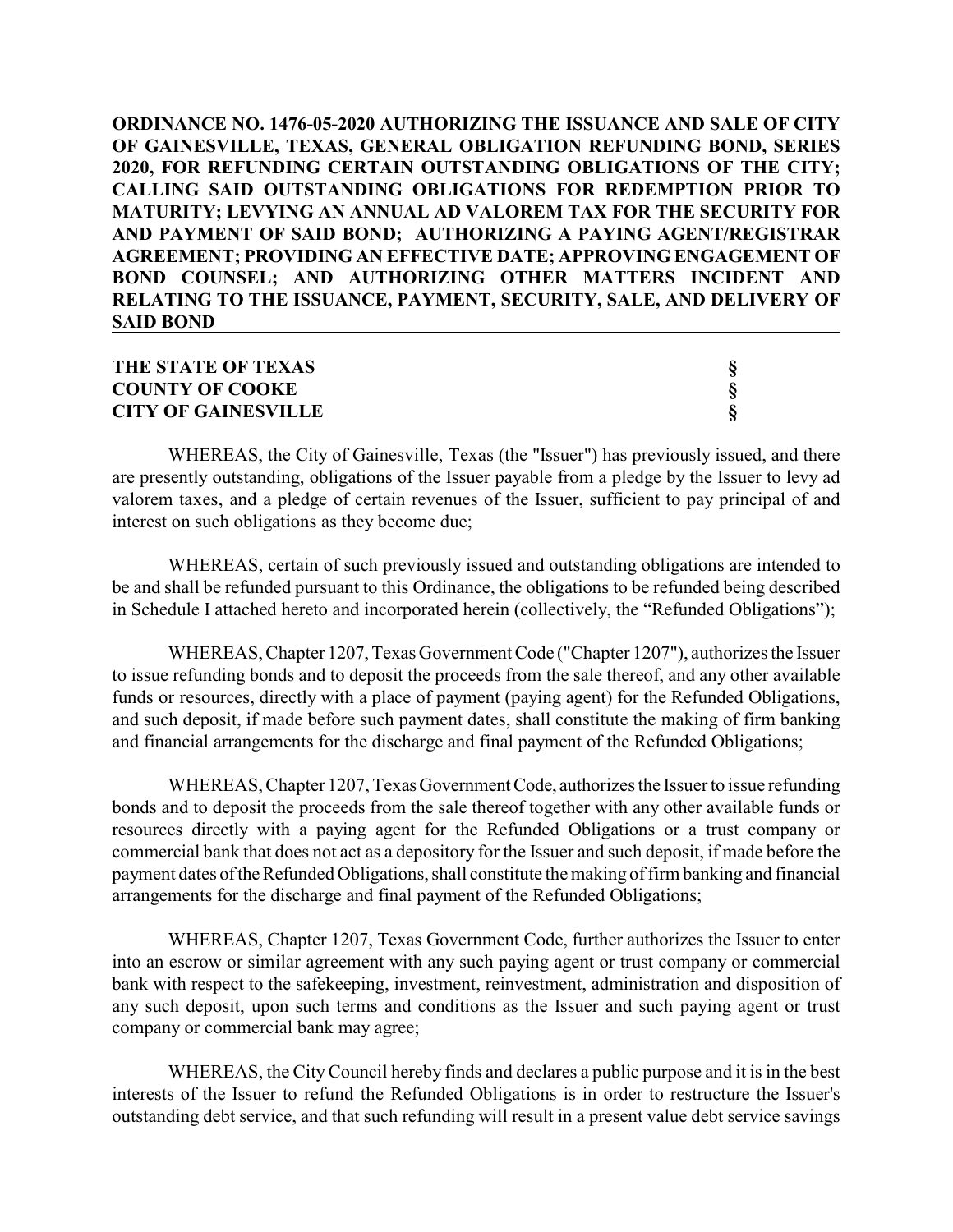**ORDINANCE NO. 1476-05-2020 AUTHORIZING THE ISSUANCE AND SALE OF CITY OF GAINESVILLE, TEXAS, GENERAL OBLIGATION REFUNDING BOND, SERIES 2020, FOR REFUNDING CERTAIN OUTSTANDING OBLIGATIONS OF THE CITY; CALLING SAID OUTSTANDING OBLIGATIONS FOR REDEMPTION PRIOR TO MATURITY; LEVYING AN ANNUAL AD VALOREM TAX FOR THE SECURITY FOR AND PAYMENT OF SAID BOND; AUTHORIZING A PAYING AGENT/REGISTRAR AGREEMENT; PROVIDING AN EFFECTIVE DATE; APPROVING ENGAGEMENT OF BOND COUNSEL; AND AUTHORIZING OTHER MATTERS INCIDENT AND RELATING TO THE ISSUANCE, PAYMENT, SECURITY, SALE, AND DELIVERY OF SAID BOND**

**THE STATE OF TEXAS §**
**COUNTY OF COOKE §**
**CITY OF GAINESVILLE §**

WHEREAS, the City of Gainesville, Texas (the "Issuer") has previously issued, and there are presently outstanding, obligations of the Issuer payable from a pledge by the Issuer to levy ad valorem taxes, and a pledge of certain revenues of the Issuer, sufficient to pay principal of and interest on such obligations as they become due;

WHEREAS, certain of such previously issued and outstanding obligations are intended to be and shall be refunded pursuant to this Ordinance, the obligations to be refunded being described in Schedule I attached hereto and incorporated herein (collectively, the "Refunded Obligations");

WHEREAS, Chapter 1207, Texas Government Code ("Chapter 1207"), authorizes the Issuer to issue refunding bonds and to deposit the proceeds from the sale thereof, and any other available funds or resources, directly with a place of payment (paying agent) for the Refunded Obligations, and such deposit, if made before such payment dates, shall constitute the making of firm banking and financial arrangements for the discharge and final payment of the Refunded Obligations;

WHEREAS, Chapter 1207, Texas Government Code, authorizes the Issuer to issue refunding bonds and to deposit the proceeds from the sale thereof together with any other available funds or resources directly with a paying agent for the Refunded Obligations or a trust company or commercial bank that does not act as a depository for the Issuer and such deposit, if made before the payment dates of the Refunded Obligations, shall constitute the making of firm banking and financial arrangements for the discharge and final payment of the Refunded Obligations;

WHEREAS, Chapter 1207, Texas Government Code, further authorizes the Issuer to enter into an escrow or similar agreement with any such paying agent or trust company or commercial bank with respect to the safekeeping, investment, reinvestment, administration and disposition of any such deposit, upon such terms and conditions as the Issuer and such paying agent or trust company or commercial bank may agree;

WHEREAS, the City Council hereby finds and declares a public purpose and it is in the best interests of the Issuer to refund the Refunded Obligations is in order to restructure the Issuer's outstanding debt service, and that such refunding will result in a present value debt service savings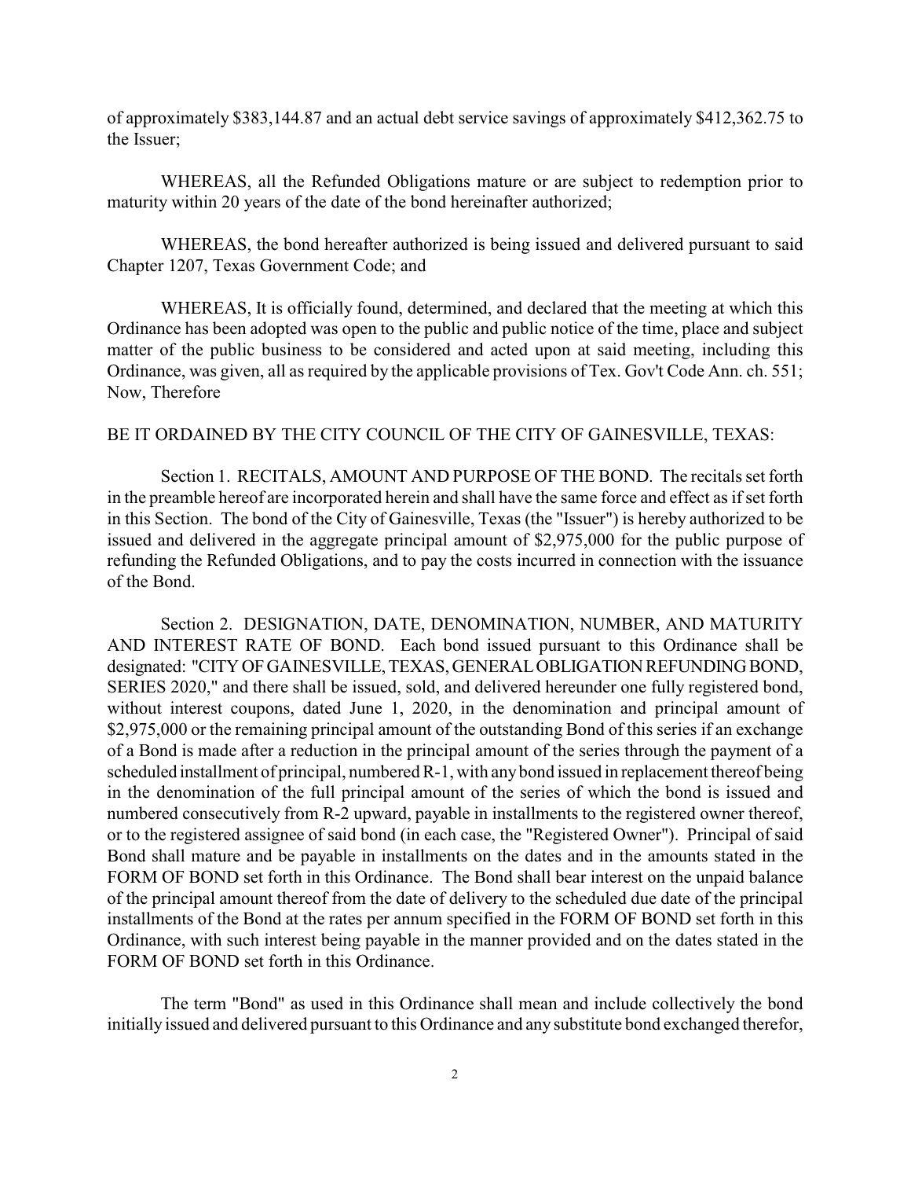of approximately $383,144.87 and an actual debt service savings of approximately $412,362.75 to the Issuer;

WHEREAS, all the Refunded Obligations mature or are subject to redemption prior to maturity within 20 years of the date of the bond hereinafter authorized;

WHEREAS, the bond hereafter authorized is being issued and delivered pursuant to said Chapter 1207, Texas Government Code; and

WHEREAS, It is officially found, determined, and declared that the meeting at which this Ordinance has been adopted was open to the public and public notice of the time, place and subject matter of the public business to be considered and acted upon at said meeting, including this Ordinance, was given, all as required by the applicable provisions of Tex. Gov't Code Ann. ch. 551; Now, Therefore

BE IT ORDAINED BY THE CITY COUNCIL OF THE CITY OF GAINESVILLE, TEXAS:

Section 1. RECITALS, AMOUNT AND PURPOSE OF THE BOND. The recitals set forth in the preamble hereof are incorporated herein and shall have the same force and effect as if set forth in this Section. The bond of the City of Gainesville, Texas (the "Issuer") is hereby authorized to be issued and delivered in the aggregate principal amount of $2,975,000 for the public purpose of refunding the Refunded Obligations, and to pay the costs incurred in connection with the issuance of the Bond.

Section 2. DESIGNATION, DATE, DENOMINATION, NUMBER, AND MATURITY AND INTEREST RATE OF BOND. Each bond issued pursuant to this Ordinance shall be designated: "CITY OF GAINESVILLE, TEXAS, GENERAL OBLIGATION REFUNDING BOND, SERIES 2020," and there shall be issued, sold, and delivered hereunder one fully registered bond, without interest coupons, dated June 1, 2020, in the denomination and principal amount of $2,975,000 or the remaining principal amount of the outstanding Bond of this series if an exchange of a Bond is made after a reduction in the principal amount of the series through the payment of a scheduled installment of principal, numbered R-1, with any bond issued in replacement thereof being in the denomination of the full principal amount of the series of which the bond is issued and numbered consecutively from R-2 upward, payable in installments to the registered owner thereof, or to the registered assignee of said bond (in each case, the "Registered Owner"). Principal of said Bond shall mature and be payable in installments on the dates and in the amounts stated in the FORM OF BOND set forth in this Ordinance. The Bond shall bear interest on the unpaid balance of the principal amount thereof from the date of delivery to the scheduled due date of the principal installments of the Bond at the rates per annum specified in the FORM OF BOND set forth in this Ordinance, with such interest being payable in the manner provided and on the dates stated in the FORM OF BOND set forth in this Ordinance.

The term "Bond" as used in this Ordinance shall mean and include collectively the bond initially issued and delivered pursuant to this Ordinance and any substitute bond exchanged therefor,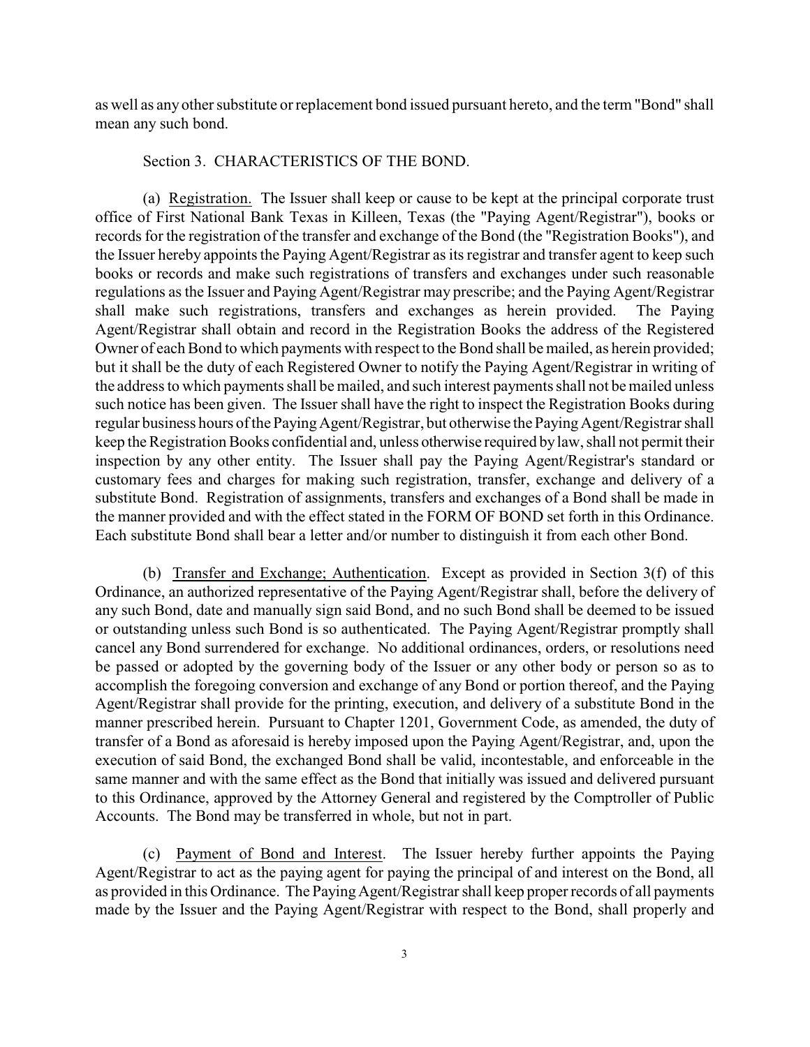as well as any other substitute or replacement bond issued pursuant hereto, and the term "Bond" shall mean any such bond.

Section 3. CHARACTERISTICS OF THE BOND.

(a) Registration. The Issuer shall keep or cause to be kept at the principal corporate trust office of First National Bank Texas in Killeen, Texas (the "Paying Agent/Registrar"), books or records for the registration of the transfer and exchange of the Bond (the "Registration Books"), and the Issuer hereby appoints the Paying Agent/Registrar as its registrar and transfer agent to keep such books or records and make such registrations of transfers and exchanges under such reasonable regulations as the Issuer and Paying Agent/Registrar may prescribe; and the Paying Agent/Registrar shall make such registrations, transfers and exchanges as herein provided. The Paying Agent/Registrar shall obtain and record in the Registration Books the address of the Registered Owner of each Bond to which payments with respect to the Bond shall be mailed, as herein provided; but it shall be the duty of each Registered Owner to notify the Paying Agent/Registrar in writing of the address to which payments shall be mailed, and such interest payments shall not be mailed unless such notice has been given. The Issuer shall have the right to inspect the Registration Books during regular business hours of the Paying Agent/Registrar, but otherwise the Paying Agent/Registrar shall keep the Registration Books confidential and, unless otherwise required by law, shall not permit their inspection by any other entity. The Issuer shall pay the Paying Agent/Registrar's standard or customary fees and charges for making such registration, transfer, exchange and delivery of a substitute Bond. Registration of assignments, transfers and exchanges of a Bond shall be made in the manner provided and with the effect stated in the FORM OF BOND set forth in this Ordinance. Each substitute Bond shall bear a letter and/or number to distinguish it from each other Bond.

(b) Transfer and Exchange; Authentication. Except as provided in Section 3(f) of this Ordinance, an authorized representative of the Paying Agent/Registrar shall, before the delivery of any such Bond, date and manually sign said Bond, and no such Bond shall be deemed to be issued or outstanding unless such Bond is so authenticated. The Paying Agent/Registrar promptly shall cancel any Bond surrendered for exchange. No additional ordinances, orders, or resolutions need be passed or adopted by the governing body of the Issuer or any other body or person so as to accomplish the foregoing conversion and exchange of any Bond or portion thereof, and the Paying Agent/Registrar shall provide for the printing, execution, and delivery of a substitute Bond in the manner prescribed herein. Pursuant to Chapter 1201, Government Code, as amended, the duty of transfer of a Bond as aforesaid is hereby imposed upon the Paying Agent/Registrar, and, upon the execution of said Bond, the exchanged Bond shall be valid, incontestable, and enforceable in the same manner and with the same effect as the Bond that initially was issued and delivered pursuant to this Ordinance, approved by the Attorney General and registered by the Comptroller of Public Accounts. The Bond may be transferred in whole, but not in part.

(c) Payment of Bond and Interest. The Issuer hereby further appoints the Paying Agent/Registrar to act as the paying agent for paying the principal of and interest on the Bond, all as provided in this Ordinance. The Paying Agent/Registrar shall keep proper records of all payments made by the Issuer and the Paying Agent/Registrar with respect to the Bond, shall properly and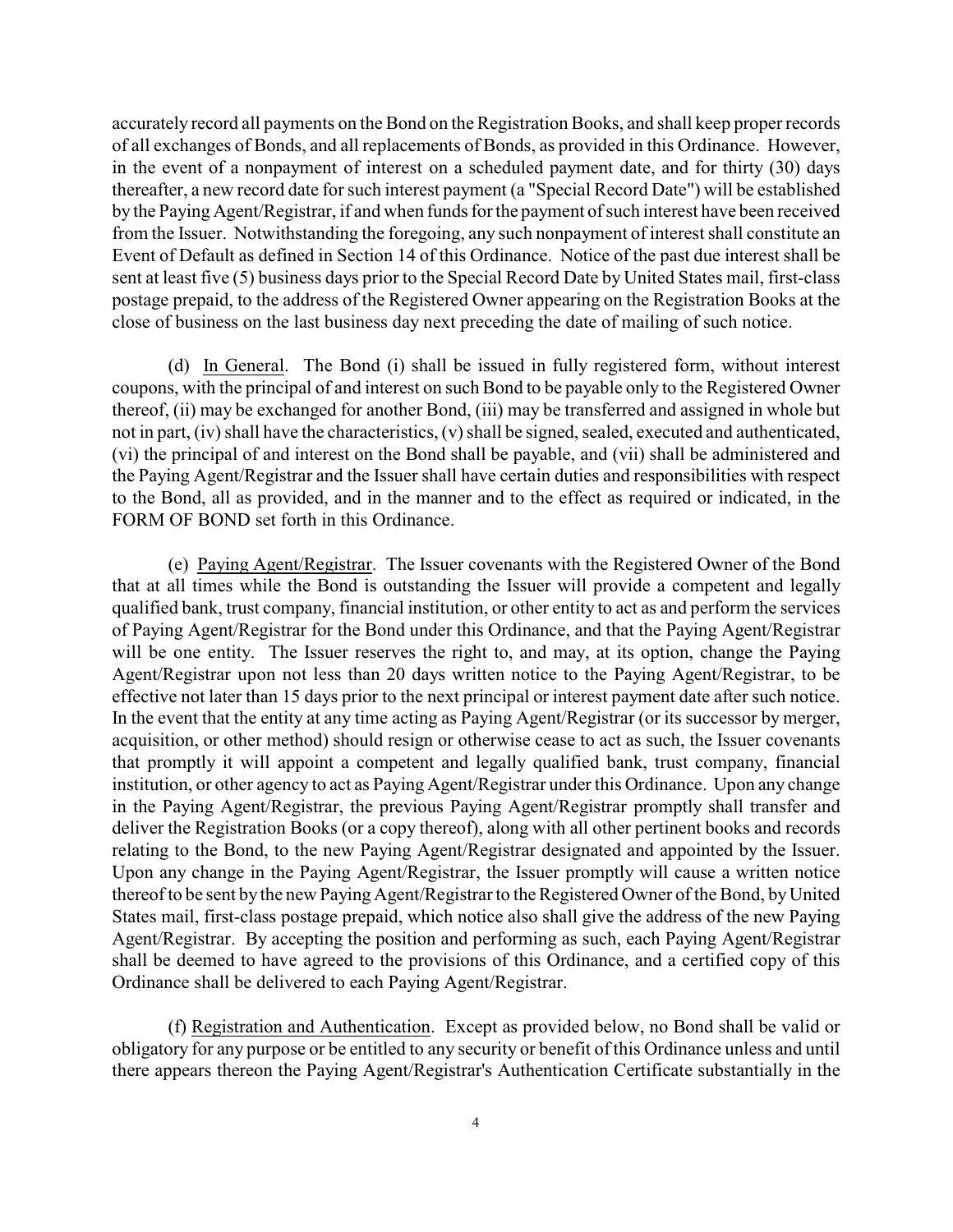accurately record all payments on the Bond on the Registration Books, and shall keep proper records of all exchanges of Bonds, and all replacements of Bonds, as provided in this Ordinance. However, in the event of a nonpayment of interest on a scheduled payment date, and for thirty (30) days thereafter, a new record date for such interest payment (a "Special Record Date") will be established by the Paying Agent/Registrar, if and when funds for the payment of such interest have been received from the Issuer. Notwithstanding the foregoing, any such nonpayment of interest shall constitute an Event of Default as defined in Section 14 of this Ordinance. Notice of the past due interest shall be sent at least five (5) business days prior to the Special Record Date by United States mail, first-class postage prepaid, to the address of the Registered Owner appearing on the Registration Books at the close of business on the last business day next preceding the date of mailing of such notice.

(d) In General. The Bond (i) shall be issued in fully registered form, without interest coupons, with the principal of and interest on such Bond to be payable only to the Registered Owner thereof, (ii) may be exchanged for another Bond, (iii) may be transferred and assigned in whole but not in part, (iv) shall have the characteristics, (v) shall be signed, sealed, executed and authenticated, (vi) the principal of and interest on the Bond shall be payable, and (vii) shall be administered and the Paying Agent/Registrar and the Issuer shall have certain duties and responsibilities with respect to the Bond, all as provided, and in the manner and to the effect as required or indicated, in the FORM OF BOND set forth in this Ordinance.

(e) Paying Agent/Registrar. The Issuer covenants with the Registered Owner of the Bond that at all times while the Bond is outstanding the Issuer will provide a competent and legally qualified bank, trust company, financial institution, or other entity to act as and perform the services of Paying Agent/Registrar for the Bond under this Ordinance, and that the Paying Agent/Registrar will be one entity. The Issuer reserves the right to, and may, at its option, change the Paying Agent/Registrar upon not less than 20 days written notice to the Paying Agent/Registrar, to be effective not later than 15 days prior to the next principal or interest payment date after such notice. In the event that the entity at any time acting as Paying Agent/Registrar (or its successor by merger, acquisition, or other method) should resign or otherwise cease to act as such, the Issuer covenants that promptly it will appoint a competent and legally qualified bank, trust company, financial institution, or other agency to act as Paying Agent/Registrar under this Ordinance. Upon any change in the Paying Agent/Registrar, the previous Paying Agent/Registrar promptly shall transfer and deliver the Registration Books (or a copy thereof), along with all other pertinent books and records relating to the Bond, to the new Paying Agent/Registrar designated and appointed by the Issuer. Upon any change in the Paying Agent/Registrar, the Issuer promptly will cause a written notice thereof to be sent by the new Paying Agent/Registrar to the Registered Owner of the Bond, by United States mail, first-class postage prepaid, which notice also shall give the address of the new Paying Agent/Registrar. By accepting the position and performing as such, each Paying Agent/Registrar shall be deemed to have agreed to the provisions of this Ordinance, and a certified copy of this Ordinance shall be delivered to each Paying Agent/Registrar.

(f) Registration and Authentication. Except as provided below, no Bond shall be valid or obligatory for any purpose or be entitled to any security or benefit of this Ordinance unless and until there appears thereon the Paying Agent/Registrar's Authentication Certificate substantially in the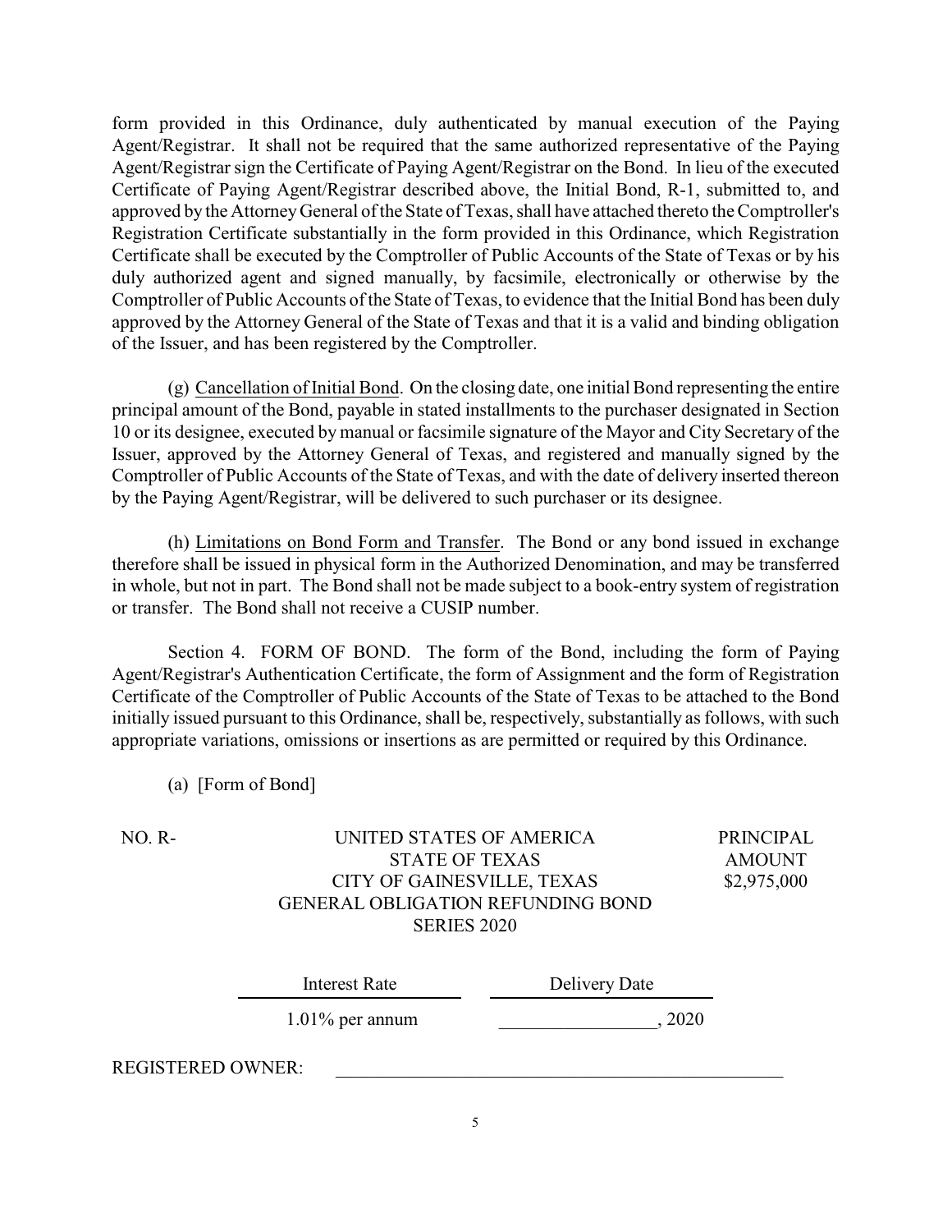form provided in this Ordinance, duly authenticated by manual execution of the Paying Agent/Registrar. It shall not be required that the same authorized representative of the Paying Agent/Registrar sign the Certificate of Paying Agent/Registrar on the Bond. In lieu of the executed Certificate of Paying Agent/Registrar described above, the Initial Bond, R-1, submitted to, and approved by the Attorney General of the State of Texas, shall have attached thereto the Comptroller's Registration Certificate substantially in the form provided in this Ordinance, which Registration Certificate shall be executed by the Comptroller of Public Accounts of the State of Texas or by his duly authorized agent and signed manually, by facsimile, electronically or otherwise by the Comptroller of Public Accounts of the State of Texas, to evidence that the Initial Bond has been duly approved by the Attorney General of the State of Texas and that it is a valid and binding obligation of the Issuer, and has been registered by the Comptroller.

(g) Cancellation of Initial Bond. On the closing date, one initial Bond representing the entire principal amount of the Bond, payable in stated installments to the purchaser designated in Section 10 or its designee, executed by manual or facsimile signature of the Mayor and City Secretary of the Issuer, approved by the Attorney General of Texas, and registered and manually signed by the Comptroller of Public Accounts of the State of Texas, and with the date of delivery inserted thereon by the Paying Agent/Registrar, will be delivered to such purchaser or its designee.

(h) Limitations on Bond Form and Transfer. The Bond or any bond issued in exchange therefore shall be issued in physical form in the Authorized Denomination, and may be transferred in whole, but not in part. The Bond shall not be made subject to a book-entry system of registration or transfer. The Bond shall not receive a CUSIP number.

Section 4. FORM OF BOND. The form of the Bond, including the form of Paying Agent/Registrar's Authentication Certificate, the form of Assignment and the form of Registration Certificate of the Comptroller of Public Accounts of the State of Texas to be attached to the Bond initially issued pursuant to this Ordinance, shall be, respectively, substantially as follows, with such appropriate variations, omissions or insertions as are permitted or required by this Ordinance.

(a) [Form of Bond]

NO. R-

UNITED STATES OF AMERICA
STATE OF TEXAS
CITY OF GAINESVILLE, TEXAS
GENERAL OBLIGATION REFUNDING BOND
SERIES 2020

PRINCIPAL AMOUNT
$2,975,000

| Interest Rate | Delivery Date |
|---|---|
| 1.01% per annum | _________________, 2020 |

REGISTERED OWNER: _________________________________________________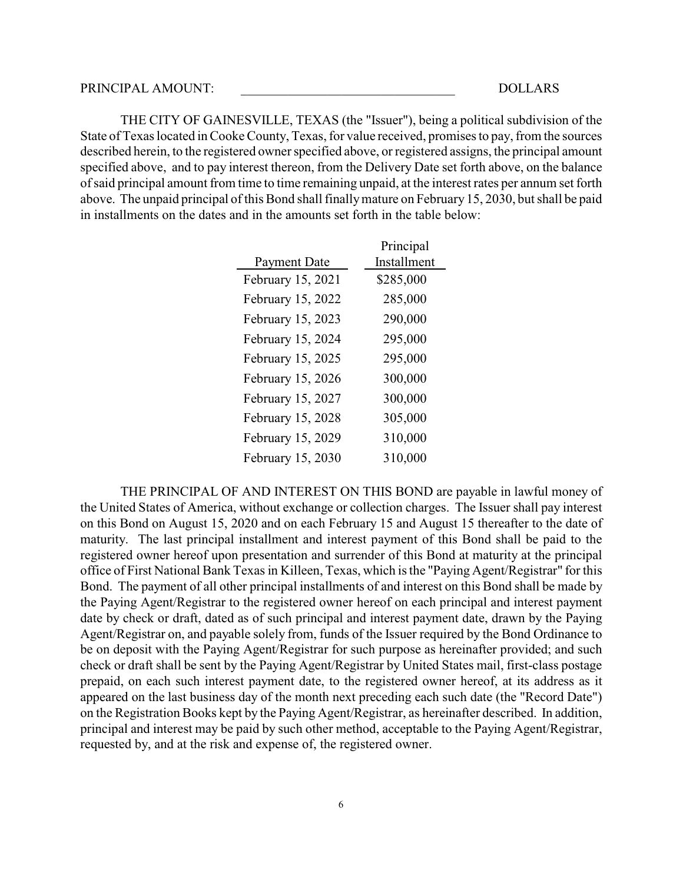PRINCIPAL AMOUNT: ________________________________ DOLLARS

THE CITY OF GAINESVILLE, TEXAS (the "Issuer"), being a political subdivision of the State of Texas located in Cooke County, Texas, for value received, promises to pay, from the sources described herein, to the registered owner specified above, or registered assigns, the principal amount specified above, and to pay interest thereon, from the Delivery Date set forth above, on the balance of said principal amount from time to time remaining unpaid, at the interest rates per annum set forth above. The unpaid principal of this Bond shall finally mature on February 15, 2030, but shall be paid in installments on the dates and in the amounts set forth in the table below:

| Payment Date | Principal Installment |
|---|---|
| February 15, 2021 | $285,000 |
| February 15, 2022 | 285,000 |
| February 15, 2023 | 290,000 |
| February 15, 2024 | 295,000 |
| February 15, 2025 | 295,000 |
| February 15, 2026 | 300,000 |
| February 15, 2027 | 300,000 |
| February 15, 2028 | 305,000 |
| February 15, 2029 | 310,000 |
| February 15, 2030 | 310,000 |

THE PRINCIPAL OF AND INTEREST ON THIS BOND are payable in lawful money of the United States of America, without exchange or collection charges. The Issuer shall pay interest on this Bond on August 15, 2020 and on each February 15 and August 15 thereafter to the date of maturity. The last principal installment and interest payment of this Bond shall be paid to the registered owner hereof upon presentation and surrender of this Bond at maturity at the principal office of First National Bank Texas in Killeen, Texas, which is the "Paying Agent/Registrar" for this Bond. The payment of all other principal installments of and interest on this Bond shall be made by the Paying Agent/Registrar to the registered owner hereof on each principal and interest payment date by check or draft, dated as of such principal and interest payment date, drawn by the Paying Agent/Registrar on, and payable solely from, funds of the Issuer required by the Bond Ordinance to be on deposit with the Paying Agent/Registrar for such purpose as hereinafter provided; and such check or draft shall be sent by the Paying Agent/Registrar by United States mail, first-class postage prepaid, on each such interest payment date, to the registered owner hereof, at its address as it appeared on the last business day of the month next preceding each such date (the "Record Date") on the Registration Books kept by the Paying Agent/Registrar, as hereinafter described. In addition, principal and interest may be paid by such other method, acceptable to the Paying Agent/Registrar, requested by, and at the risk and expense of, the registered owner.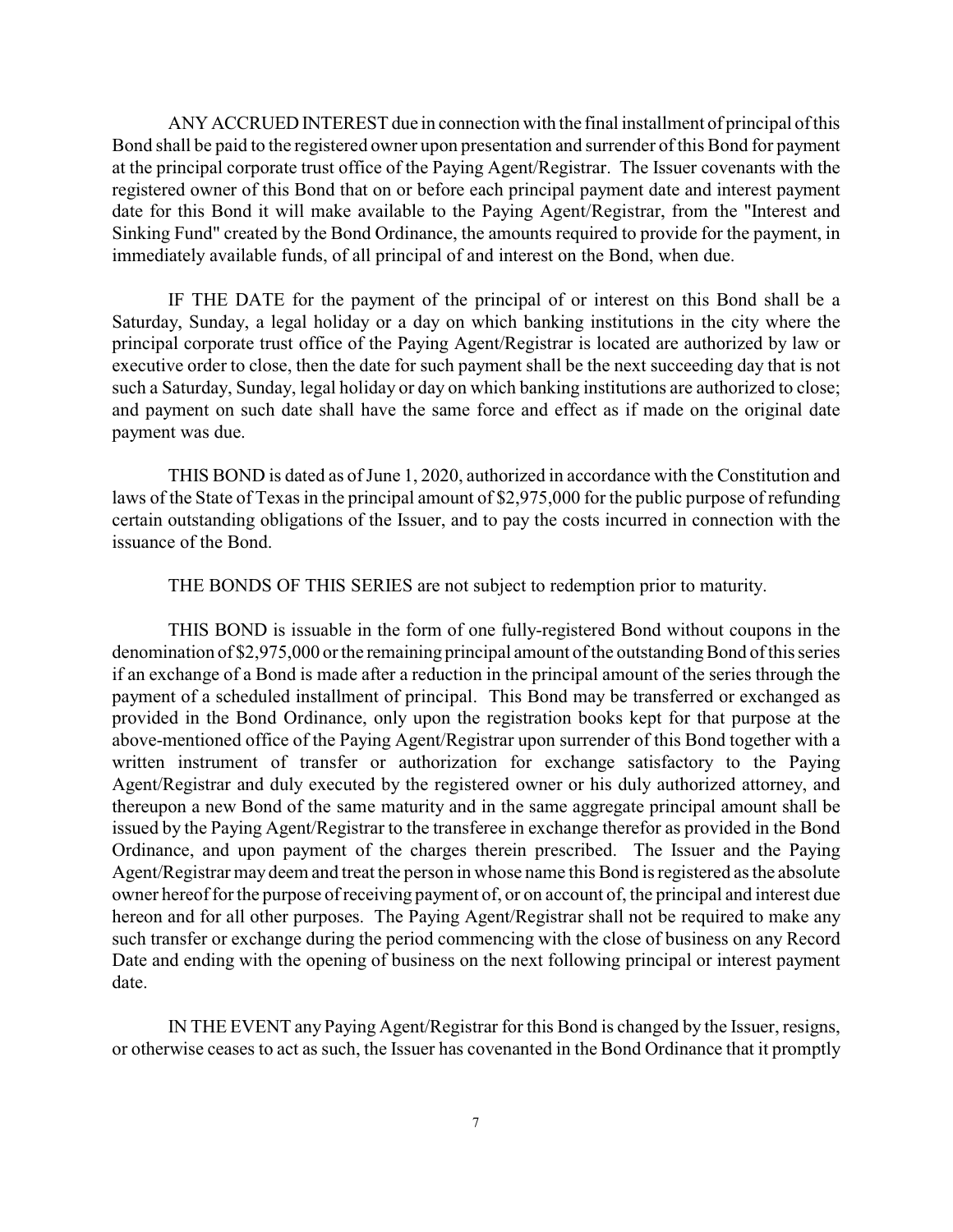ANY ACCRUED INTEREST due in connection with the final installment of principal of this Bond shall be paid to the registered owner upon presentation and surrender of this Bond for payment at the principal corporate trust office of the Paying Agent/Registrar. The Issuer covenants with the registered owner of this Bond that on or before each principal payment date and interest payment date for this Bond it will make available to the Paying Agent/Registrar, from the "Interest and Sinking Fund" created by the Bond Ordinance, the amounts required to provide for the payment, in immediately available funds, of all principal of and interest on the Bond, when due.

IF THE DATE for the payment of the principal of or interest on this Bond shall be a Saturday, Sunday, a legal holiday or a day on which banking institutions in the city where the principal corporate trust office of the Paying Agent/Registrar is located are authorized by law or executive order to close, then the date for such payment shall be the next succeeding day that is not such a Saturday, Sunday, legal holiday or day on which banking institutions are authorized to close; and payment on such date shall have the same force and effect as if made on the original date payment was due.

THIS BOND is dated as of June 1, 2020, authorized in accordance with the Constitution and laws of the State of Texas in the principal amount of $2,975,000 for the public purpose of refunding certain outstanding obligations of the Issuer, and to pay the costs incurred in connection with the issuance of the Bond.

THE BONDS OF THIS SERIES are not subject to redemption prior to maturity.

THIS BOND is issuable in the form of one fully-registered Bond without coupons in the denomination of $2,975,000 or the remaining principal amount of the outstanding Bond of this series if an exchange of a Bond is made after a reduction in the principal amount of the series through the payment of a scheduled installment of principal. This Bond may be transferred or exchanged as provided in the Bond Ordinance, only upon the registration books kept for that purpose at the above-mentioned office of the Paying Agent/Registrar upon surrender of this Bond together with a written instrument of transfer or authorization for exchange satisfactory to the Paying Agent/Registrar and duly executed by the registered owner or his duly authorized attorney, and thereupon a new Bond of the same maturity and in the same aggregate principal amount shall be issued by the Paying Agent/Registrar to the transferee in exchange therefor as provided in the Bond Ordinance, and upon payment of the charges therein prescribed. The Issuer and the Paying Agent/Registrar may deem and treat the person in whose name this Bond is registered as the absolute owner hereof for the purpose of receiving payment of, or on account of, the principal and interest due hereon and for all other purposes. The Paying Agent/Registrar shall not be required to make any such transfer or exchange during the period commencing with the close of business on any Record Date and ending with the opening of business on the next following principal or interest payment date.

IN THE EVENT any Paying Agent/Registrar for this Bond is changed by the Issuer, resigns, or otherwise ceases to act as such, the Issuer has covenanted in the Bond Ordinance that it promptly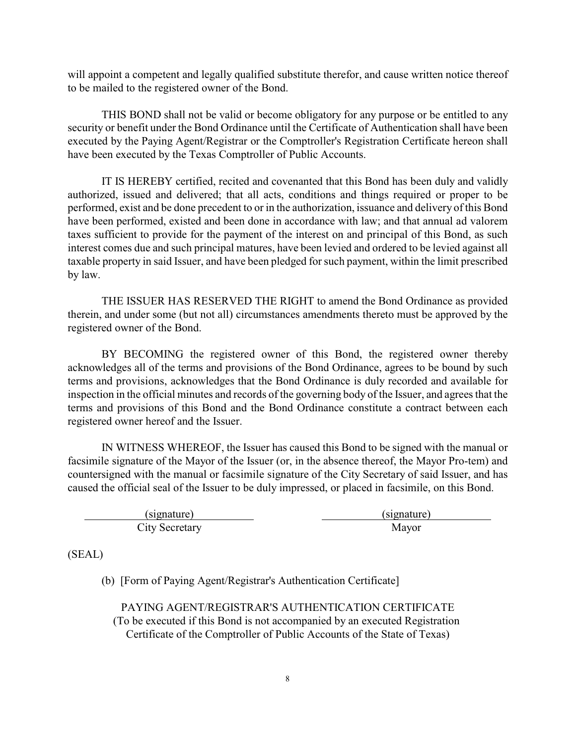will appoint a competent and legally qualified substitute therefor, and cause written notice thereof to be mailed to the registered owner of the Bond.

THIS BOND shall not be valid or become obligatory for any purpose or be entitled to any security or benefit under the Bond Ordinance until the Certificate of Authentication shall have been executed by the Paying Agent/Registrar or the Comptroller's Registration Certificate hereon shall have been executed by the Texas Comptroller of Public Accounts.

IT IS HEREBY certified, recited and covenanted that this Bond has been duly and validly authorized, issued and delivered; that all acts, conditions and things required or proper to be performed, exist and be done precedent to or in the authorization, issuance and delivery of this Bond have been performed, existed and been done in accordance with law; and that annual ad valorem taxes sufficient to provide for the payment of the interest on and principal of this Bond, as such interest comes due and such principal matures, have been levied and ordered to be levied against all taxable property in said Issuer, and have been pledged for such payment, within the limit prescribed by law.

THE ISSUER HAS RESERVED THE RIGHT to amend the Bond Ordinance as provided therein, and under some (but not all) circumstances amendments thereto must be approved by the registered owner of the Bond.

BY BECOMING the registered owner of this Bond, the registered owner thereby acknowledges all of the terms and provisions of the Bond Ordinance, agrees to be bound by such terms and provisions, acknowledges that the Bond Ordinance is duly recorded and available for inspection in the official minutes and records of the governing body of the Issuer, and agrees that the terms and provisions of this Bond and the Bond Ordinance constitute a contract between each registered owner hereof and the Issuer.

IN WITNESS WHEREOF, the Issuer has caused this Bond to be signed with the manual or facsimile signature of the Mayor of the Issuer (or, in the absence thereof, the Mayor Pro-tem) and countersigned with the manual or facsimile signature of the City Secretary of said Issuer, and has caused the official seal of the Issuer to be duly impressed, or placed in facsimile, on this Bond.

| (signature) | (signature) |
|---|---|
| City Secretary | Mayor |

(SEAL)

(b) [Form of Paying Agent/Registrar's Authentication Certificate]

PAYING AGENT/REGISTRAR'S AUTHENTICATION CERTIFICATE
(To be executed if this Bond is not accompanied by an executed Registration Certificate of the Comptroller of Public Accounts of the State of Texas)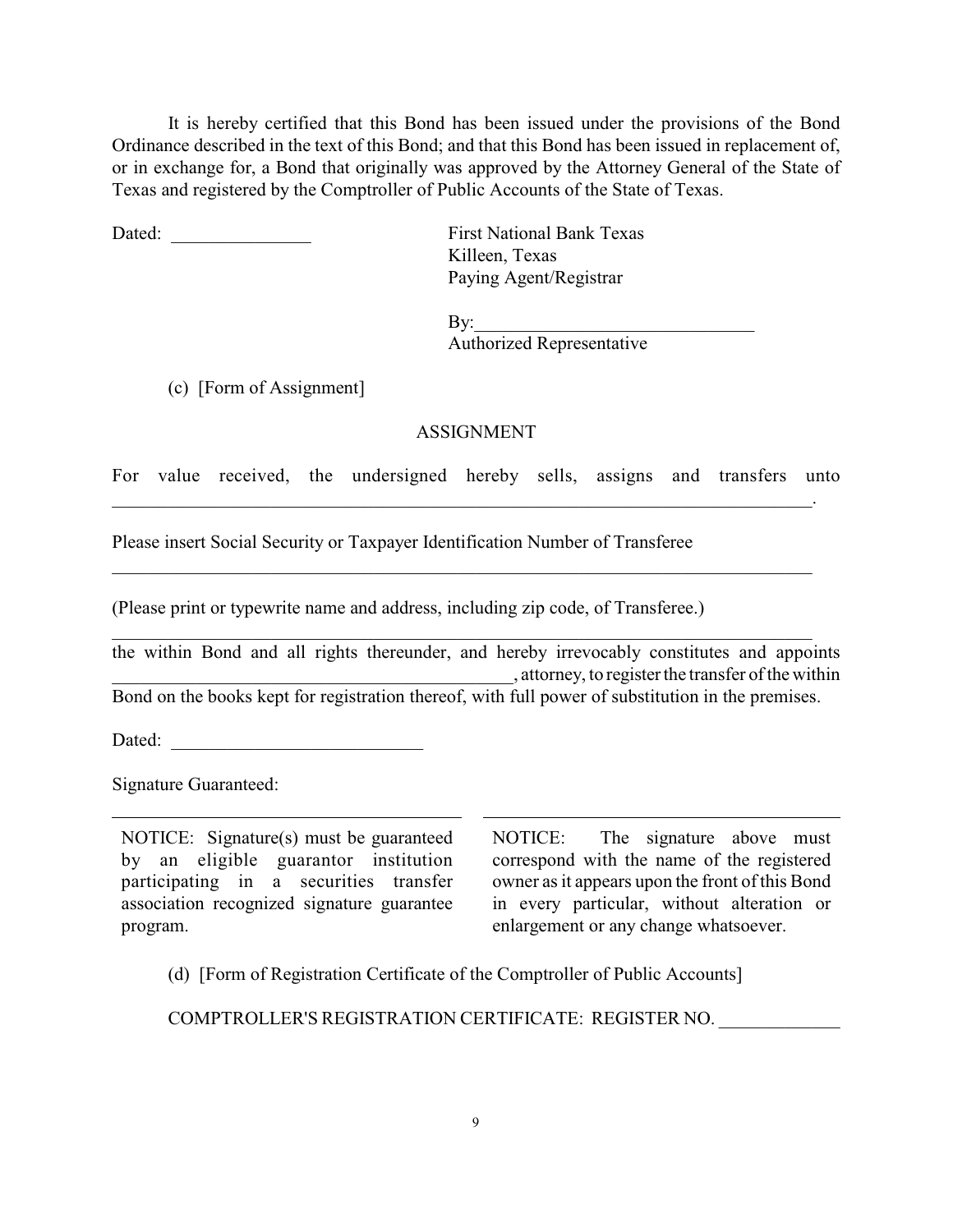It is hereby certified that this Bond has been issued under the provisions of the Bond Ordinance described in the text of this Bond; and that this Bond has been issued in replacement of, or in exchange for, a Bond that originally was approved by the Attorney General of the State of Texas and registered by the Comptroller of Public Accounts of the State of Texas.

Dated: _______________

First National Bank Texas
Killeen, Texas
Paying Agent/Registrar

By:______________________________
Authorized Representative

(c) [Form of Assignment]

ASSIGNMENT

For value received, the undersigned hereby sells, assigns and transfers unto
_______________________________________________________________________________.

Please insert Social Security or Taxpayer Identification Number of Transferee

_______________________________________________________________________________

(Please print or typewrite name and address, including zip code, of Transferee.)

_______________________________________________________________________________

the within Bond and all rights thereunder, and hereby irrevocably constitutes and appoints _____________________________________________, attorney, to register the transfer of the within Bond on the books kept for registration thereof, with full power of substitution in the premises.

Dated: ___________________________

Signature Guaranteed:

_____________________________________

NOTICE: Signature(s) must be guaranteed by an eligible guarantor institution participating in a securities transfer association recognized signature guarantee program.

_____________________________________

NOTICE: The signature above must correspond with the name of the registered owner as it appears upon the front of this Bond in every particular, without alteration or enlargement or any change whatsoever.

(d) [Form of Registration Certificate of the Comptroller of Public Accounts]

COMPTROLLER'S REGISTRATION CERTIFICATE: REGISTER NO. _____________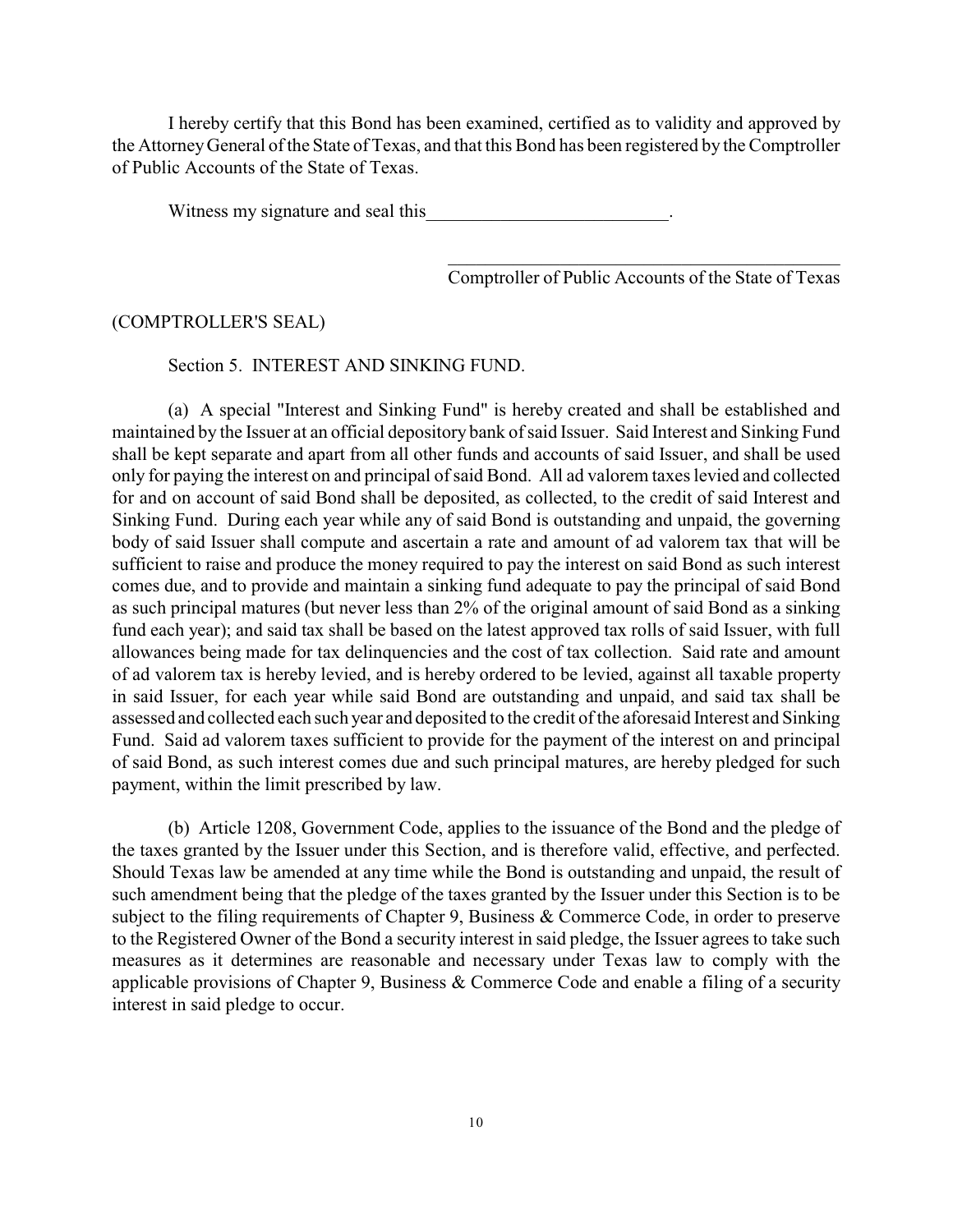I hereby certify that this Bond has been examined, certified as to validity and approved by the Attorney General of the State of Texas, and that this Bond has been registered by the Comptroller of Public Accounts of the State of Texas.

Witness my signature and seal this\_\_\_\_\_\_\_\_\_\_\_\_\_\_\_\_\_\_\_\_\_\_\_\_\_\_.

\_\_\_\_\_\_\_\_\_\_\_\_\_\_\_\_\_\_\_\_\_\_\_\_\_\_\_\_\_\_\_\_\_\_\_\_\_\_\_\_\_\_
Comptroller of Public Accounts of the State of Texas

(COMPTROLLER'S SEAL)

Section 5. INTEREST AND SINKING FUND.

(a) A special "Interest and Sinking Fund" is hereby created and shall be established and maintained by the Issuer at an official depository bank of said Issuer. Said Interest and Sinking Fund shall be kept separate and apart from all other funds and accounts of said Issuer, and shall be used only for paying the interest on and principal of said Bond. All ad valorem taxes levied and collected for and on account of said Bond shall be deposited, as collected, to the credit of said Interest and Sinking Fund. During each year while any of said Bond is outstanding and unpaid, the governing body of said Issuer shall compute and ascertain a rate and amount of ad valorem tax that will be sufficient to raise and produce the money required to pay the interest on said Bond as such interest comes due, and to provide and maintain a sinking fund adequate to pay the principal of said Bond as such principal matures (but never less than 2% of the original amount of said Bond as a sinking fund each year); and said tax shall be based on the latest approved tax rolls of said Issuer, with full allowances being made for tax delinquencies and the cost of tax collection. Said rate and amount of ad valorem tax is hereby levied, and is hereby ordered to be levied, against all taxable property in said Issuer, for each year while said Bond are outstanding and unpaid, and said tax shall be assessed and collected each such year and deposited to the credit of the aforesaid Interest and Sinking Fund. Said ad valorem taxes sufficient to provide for the payment of the interest on and principal of said Bond, as such interest comes due and such principal matures, are hereby pledged for such payment, within the limit prescribed by law.

(b) Article 1208, Government Code, applies to the issuance of the Bond and the pledge of the taxes granted by the Issuer under this Section, and is therefore valid, effective, and perfected. Should Texas law be amended at any time while the Bond is outstanding and unpaid, the result of such amendment being that the pledge of the taxes granted by the Issuer under this Section is to be subject to the filing requirements of Chapter 9, Business & Commerce Code, in order to preserve to the Registered Owner of the Bond a security interest in said pledge, the Issuer agrees to take such measures as it determines are reasonable and necessary under Texas law to comply with the applicable provisions of Chapter 9, Business & Commerce Code and enable a filing of a security interest in said pledge to occur.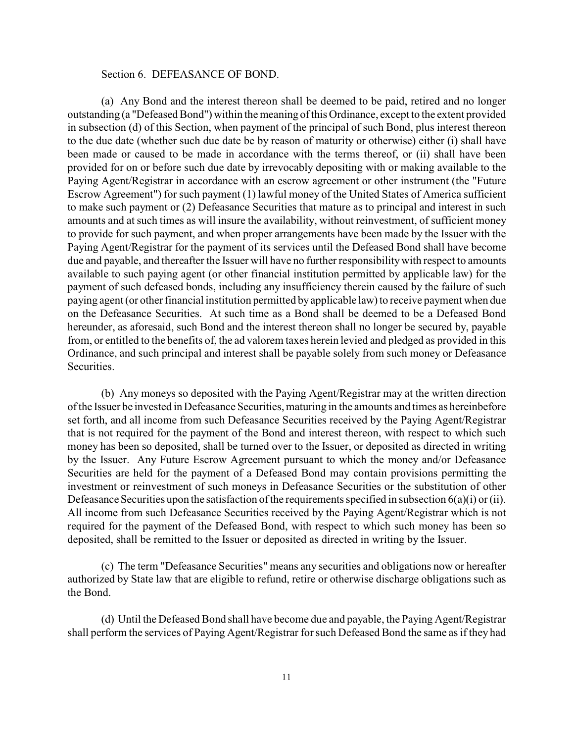Section 6. DEFEASANCE OF BOND.

(a) Any Bond and the interest thereon shall be deemed to be paid, retired and no longer outstanding (a "Defeased Bond") within the meaning of this Ordinance, except to the extent provided in subsection (d) of this Section, when payment of the principal of such Bond, plus interest thereon to the due date (whether such due date be by reason of maturity or otherwise) either (i) shall have been made or caused to be made in accordance with the terms thereof, or (ii) shall have been provided for on or before such due date by irrevocably depositing with or making available to the Paying Agent/Registrar in accordance with an escrow agreement or other instrument (the "Future Escrow Agreement") for such payment (1) lawful money of the United States of America sufficient to make such payment or (2) Defeasance Securities that mature as to principal and interest in such amounts and at such times as will insure the availability, without reinvestment, of sufficient money to provide for such payment, and when proper arrangements have been made by the Issuer with the Paying Agent/Registrar for the payment of its services until the Defeased Bond shall have become due and payable, and thereafter the Issuer will have no further responsibility with respect to amounts available to such paying agent (or other financial institution permitted by applicable law) for the payment of such defeased bonds, including any insufficiency therein caused by the failure of such paying agent (or other financial institution permitted by applicable law) to receive payment when due on the Defeasance Securities. At such time as a Bond shall be deemed to be a Defeased Bond hereunder, as aforesaid, such Bond and the interest thereon shall no longer be secured by, payable from, or entitled to the benefits of, the ad valorem taxes herein levied and pledged as provided in this Ordinance, and such principal and interest shall be payable solely from such money or Defeasance Securities.

(b) Any moneys so deposited with the Paying Agent/Registrar may at the written direction of the Issuer be invested in Defeasance Securities, maturing in the amounts and times as hereinbefore set forth, and all income from such Defeasance Securities received by the Paying Agent/Registrar that is not required for the payment of the Bond and interest thereon, with respect to which such money has been so deposited, shall be turned over to the Issuer, or deposited as directed in writing by the Issuer. Any Future Escrow Agreement pursuant to which the money and/or Defeasance Securities are held for the payment of a Defeased Bond may contain provisions permitting the investment or reinvestment of such moneys in Defeasance Securities or the substitution of other Defeasance Securities upon the satisfaction of the requirements specified in subsection 6(a)(i) or (ii). All income from such Defeasance Securities received by the Paying Agent/Registrar which is not required for the payment of the Defeased Bond, with respect to which such money has been so deposited, shall be remitted to the Issuer or deposited as directed in writing by the Issuer.

(c) The term "Defeasance Securities" means any securities and obligations now or hereafter authorized by State law that are eligible to refund, retire or otherwise discharge obligations such as the Bond.

(d) Until the Defeased Bond shall have become due and payable, the Paying Agent/Registrar shall perform the services of Paying Agent/Registrar for such Defeased Bond the same as if they had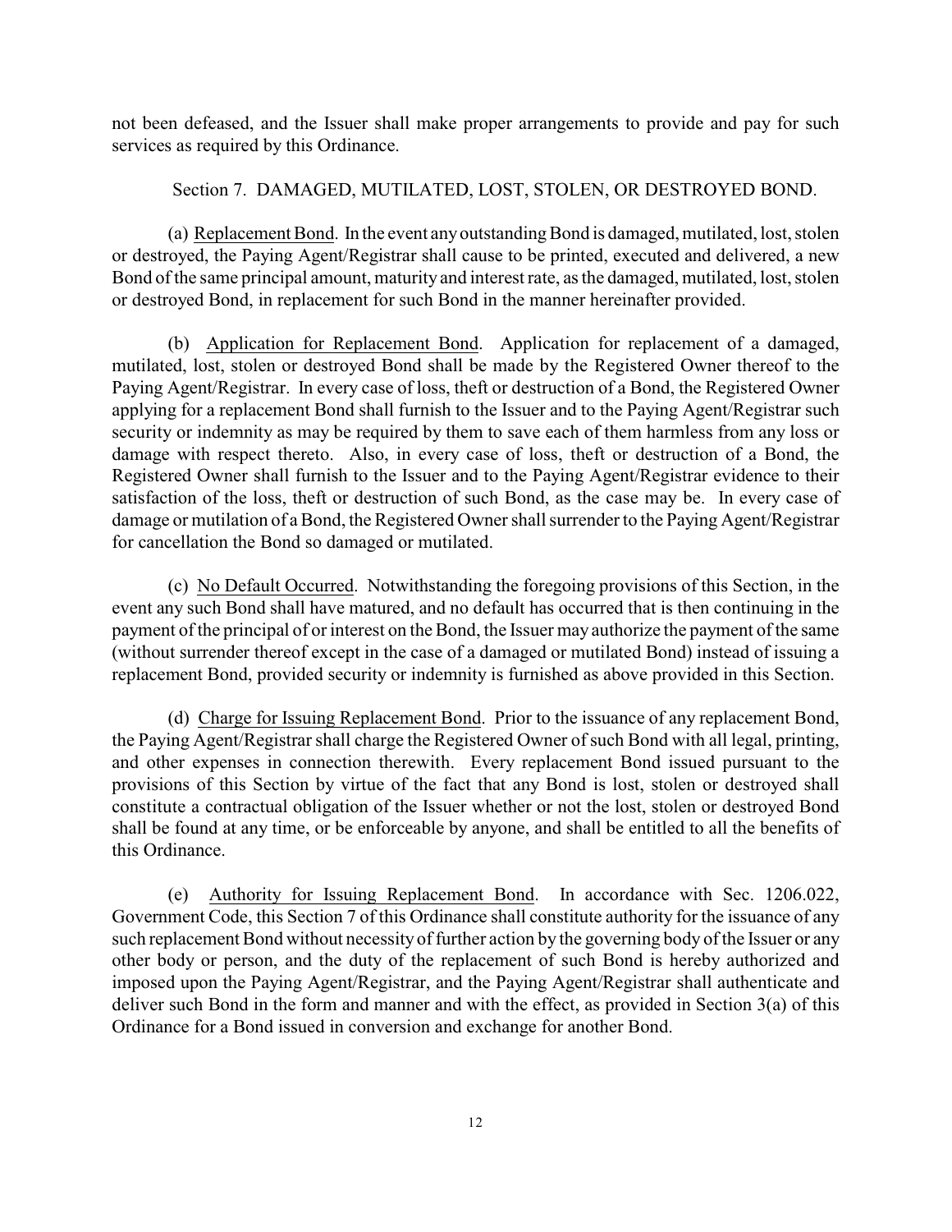not been defeased, and the Issuer shall make proper arrangements to provide and pay for such services as required by this Ordinance.

Section 7. DAMAGED, MUTILATED, LOST, STOLEN, OR DESTROYED BOND.

(a) Replacement Bond. In the event any outstanding Bond is damaged, mutilated, lost, stolen or destroyed, the Paying Agent/Registrar shall cause to be printed, executed and delivered, a new Bond of the same principal amount, maturity and interest rate, as the damaged, mutilated, lost, stolen or destroyed Bond, in replacement for such Bond in the manner hereinafter provided.

(b) Application for Replacement Bond. Application for replacement of a damaged, mutilated, lost, stolen or destroyed Bond shall be made by the Registered Owner thereof to the Paying Agent/Registrar. In every case of loss, theft or destruction of a Bond, the Registered Owner applying for a replacement Bond shall furnish to the Issuer and to the Paying Agent/Registrar such security or indemnity as may be required by them to save each of them harmless from any loss or damage with respect thereto. Also, in every case of loss, theft or destruction of a Bond, the Registered Owner shall furnish to the Issuer and to the Paying Agent/Registrar evidence to their satisfaction of the loss, theft or destruction of such Bond, as the case may be. In every case of damage or mutilation of a Bond, the Registered Owner shall surrender to the Paying Agent/Registrar for cancellation the Bond so damaged or mutilated.

(c) No Default Occurred. Notwithstanding the foregoing provisions of this Section, in the event any such Bond shall have matured, and no default has occurred that is then continuing in the payment of the principal of or interest on the Bond, the Issuer may authorize the payment of the same (without surrender thereof except in the case of a damaged or mutilated Bond) instead of issuing a replacement Bond, provided security or indemnity is furnished as above provided in this Section.

(d) Charge for Issuing Replacement Bond. Prior to the issuance of any replacement Bond, the Paying Agent/Registrar shall charge the Registered Owner of such Bond with all legal, printing, and other expenses in connection therewith. Every replacement Bond issued pursuant to the provisions of this Section by virtue of the fact that any Bond is lost, stolen or destroyed shall constitute a contractual obligation of the Issuer whether or not the lost, stolen or destroyed Bond shall be found at any time, or be enforceable by anyone, and shall be entitled to all the benefits of this Ordinance.

(e) Authority for Issuing Replacement Bond. In accordance with Sec. 1206.022, Government Code, this Section 7 of this Ordinance shall constitute authority for the issuance of any such replacement Bond without necessity of further action by the governing body of the Issuer or any other body or person, and the duty of the replacement of such Bond is hereby authorized and imposed upon the Paying Agent/Registrar, and the Paying Agent/Registrar shall authenticate and deliver such Bond in the form and manner and with the effect, as provided in Section 3(a) of this Ordinance for a Bond issued in conversion and exchange for another Bond.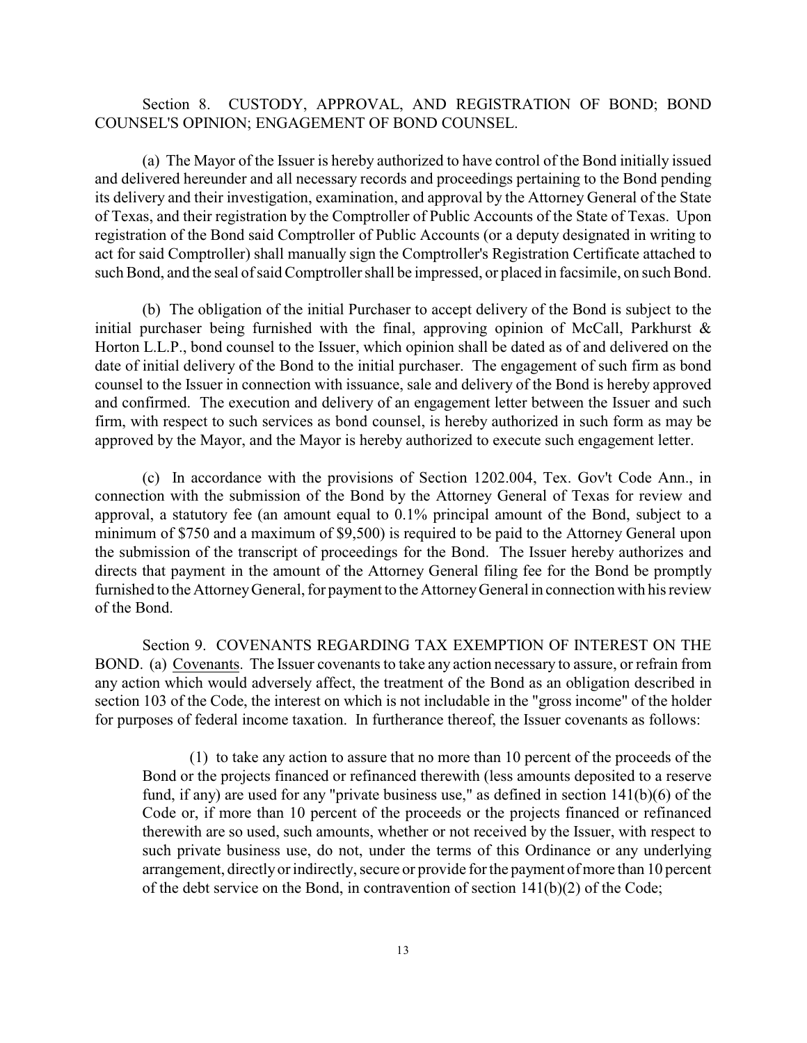Section 8. CUSTODY, APPROVAL, AND REGISTRATION OF BOND; BOND COUNSEL'S OPINION; ENGAGEMENT OF BOND COUNSEL.

(a) The Mayor of the Issuer is hereby authorized to have control of the Bond initially issued and delivered hereunder and all necessary records and proceedings pertaining to the Bond pending its delivery and their investigation, examination, and approval by the Attorney General of the State of Texas, and their registration by the Comptroller of Public Accounts of the State of Texas. Upon registration of the Bond said Comptroller of Public Accounts (or a deputy designated in writing to act for said Comptroller) shall manually sign the Comptroller's Registration Certificate attached to such Bond, and the seal of said Comptroller shall be impressed, or placed in facsimile, on such Bond.

(b) The obligation of the initial Purchaser to accept delivery of the Bond is subject to the initial purchaser being furnished with the final, approving opinion of McCall, Parkhurst & Horton L.L.P., bond counsel to the Issuer, which opinion shall be dated as of and delivered on the date of initial delivery of the Bond to the initial purchaser. The engagement of such firm as bond counsel to the Issuer in connection with issuance, sale and delivery of the Bond is hereby approved and confirmed. The execution and delivery of an engagement letter between the Issuer and such firm, with respect to such services as bond counsel, is hereby authorized in such form as may be approved by the Mayor, and the Mayor is hereby authorized to execute such engagement letter.

(c) In accordance with the provisions of Section 1202.004, Tex. Gov't Code Ann., in connection with the submission of the Bond by the Attorney General of Texas for review and approval, a statutory fee (an amount equal to 0.1% principal amount of the Bond, subject to a minimum of $750 and a maximum of $9,500) is required to be paid to the Attorney General upon the submission of the transcript of proceedings for the Bond. The Issuer hereby authorizes and directs that payment in the amount of the Attorney General filing fee for the Bond be promptly furnished to the Attorney General, for payment to the Attorney General in connection with his review of the Bond.

Section 9. COVENANTS REGARDING TAX EXEMPTION OF INTEREST ON THE BOND. (a) Covenants. The Issuer covenants to take any action necessary to assure, or refrain from any action which would adversely affect, the treatment of the Bond as an obligation described in section 103 of the Code, the interest on which is not includable in the "gross income" of the holder for purposes of federal income taxation. In furtherance thereof, the Issuer covenants as follows:

(1) to take any action to assure that no more than 10 percent of the proceeds of the Bond or the projects financed or refinanced therewith (less amounts deposited to a reserve fund, if any) are used for any "private business use," as defined in section 141(b)(6) of the Code or, if more than 10 percent of the proceeds or the projects financed or refinanced therewith are so used, such amounts, whether or not received by the Issuer, with respect to such private business use, do not, under the terms of this Ordinance or any underlying arrangement, directly or indirectly, secure or provide for the payment of more than 10 percent of the debt service on the Bond, in contravention of section 141(b)(2) of the Code;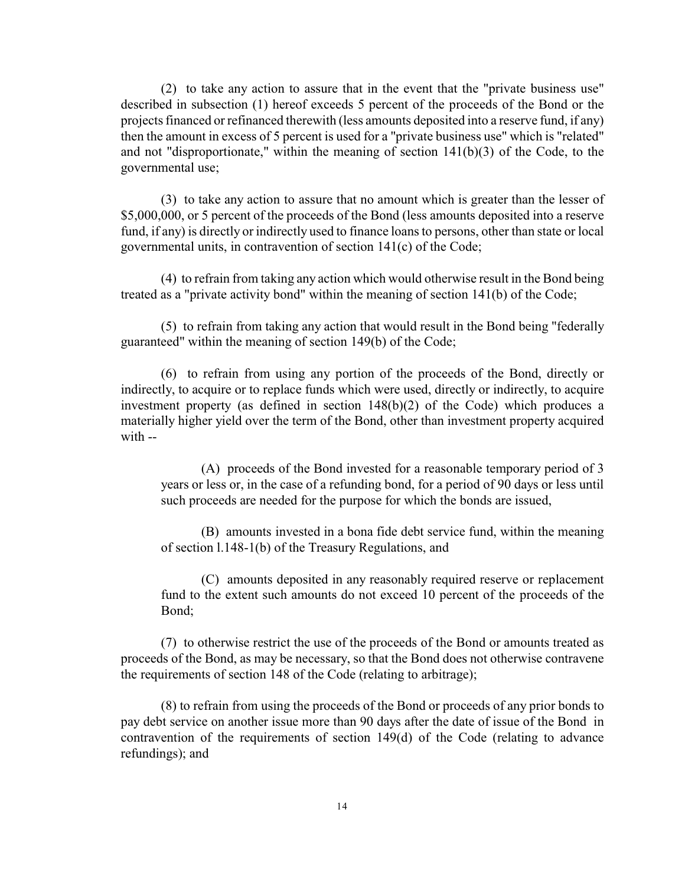(2) to take any action to assure that in the event that the "private business use" described in subsection (1) hereof exceeds 5 percent of the proceeds of the Bond or the projects financed or refinanced therewith (less amounts deposited into a reserve fund, if any) then the amount in excess of 5 percent is used for a "private business use" which is "related" and not "disproportionate," within the meaning of section 141(b)(3) of the Code, to the governmental use;

(3) to take any action to assure that no amount which is greater than the lesser of $5,000,000, or 5 percent of the proceeds of the Bond (less amounts deposited into a reserve fund, if any) is directly or indirectly used to finance loans to persons, other than state or local governmental units, in contravention of section 141(c) of the Code;

(4) to refrain from taking any action which would otherwise result in the Bond being treated as a "private activity bond" within the meaning of section 141(b) of the Code;

(5) to refrain from taking any action that would result in the Bond being "federally guaranteed" within the meaning of section 149(b) of the Code;

(6) to refrain from using any portion of the proceeds of the Bond, directly or indirectly, to acquire or to replace funds which were used, directly or indirectly, to acquire investment property (as defined in section 148(b)(2) of the Code) which produces a materially higher yield over the term of the Bond, other than investment property acquired with --

> (A) proceeds of the Bond invested for a reasonable temporary period of 3 years or less or, in the case of a refunding bond, for a period of 90 days or less until such proceeds are needed for the purpose for which the bonds are issued,
>
> (B) amounts invested in a bona fide debt service fund, within the meaning of section l.148-1(b) of the Treasury Regulations, and
>
> (C) amounts deposited in any reasonably required reserve or replacement fund to the extent such amounts do not exceed 10 percent of the proceeds of the Bond;

(7) to otherwise restrict the use of the proceeds of the Bond or amounts treated as proceeds of the Bond, as may be necessary, so that the Bond does not otherwise contravene the requirements of section 148 of the Code (relating to arbitrage);

(8) to refrain from using the proceeds of the Bond or proceeds of any prior bonds to pay debt service on another issue more than 90 days after the date of issue of the Bond in contravention of the requirements of section 149(d) of the Code (relating to advance refundings); and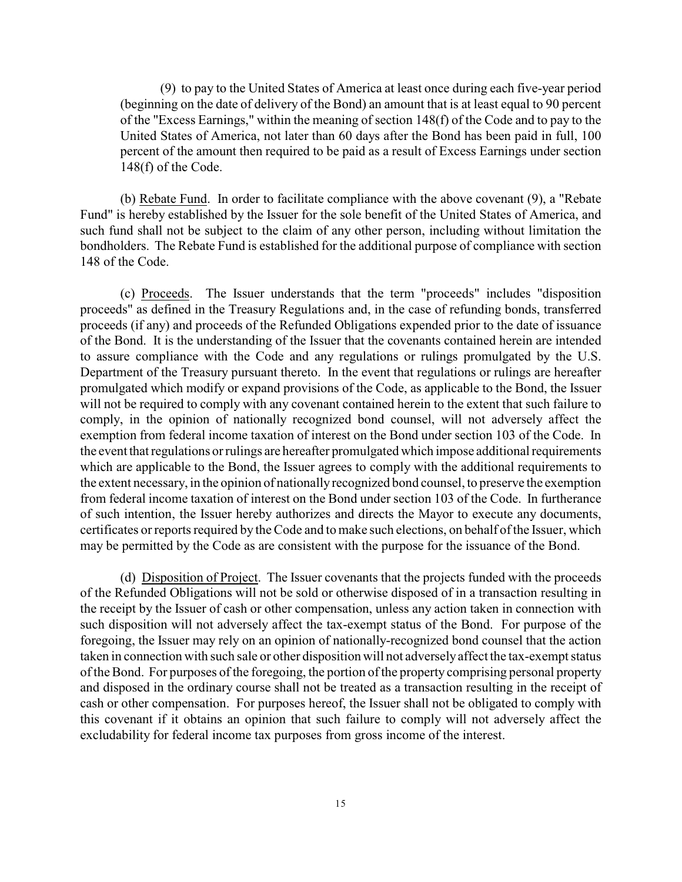(9) to pay to the United States of America at least once during each five-year period (beginning on the date of delivery of the Bond) an amount that is at least equal to 90 percent of the "Excess Earnings," within the meaning of section 148(f) of the Code and to pay to the United States of America, not later than 60 days after the Bond has been paid in full, 100 percent of the amount then required to be paid as a result of Excess Earnings under section 148(f) of the Code.

(b) Rebate Fund. In order to facilitate compliance with the above covenant (9), a "Rebate Fund" is hereby established by the Issuer for the sole benefit of the United States of America, and such fund shall not be subject to the claim of any other person, including without limitation the bondholders. The Rebate Fund is established for the additional purpose of compliance with section 148 of the Code.

(c) Proceeds. The Issuer understands that the term "proceeds" includes "disposition proceeds" as defined in the Treasury Regulations and, in the case of refunding bonds, transferred proceeds (if any) and proceeds of the Refunded Obligations expended prior to the date of issuance of the Bond. It is the understanding of the Issuer that the covenants contained herein are intended to assure compliance with the Code and any regulations or rulings promulgated by the U.S. Department of the Treasury pursuant thereto. In the event that regulations or rulings are hereafter promulgated which modify or expand provisions of the Code, as applicable to the Bond, the Issuer will not be required to comply with any covenant contained herein to the extent that such failure to comply, in the opinion of nationally recognized bond counsel, will not adversely affect the exemption from federal income taxation of interest on the Bond under section 103 of the Code. In the event that regulations or rulings are hereafter promulgated which impose additional requirements which are applicable to the Bond, the Issuer agrees to comply with the additional requirements to the extent necessary, in the opinion of nationally recognized bond counsel, to preserve the exemption from federal income taxation of interest on the Bond under section 103 of the Code. In furtherance of such intention, the Issuer hereby authorizes and directs the Mayor to execute any documents, certificates or reports required by the Code and to make such elections, on behalf of the Issuer, which may be permitted by the Code as are consistent with the purpose for the issuance of the Bond.

(d) Disposition of Project. The Issuer covenants that the projects funded with the proceeds of the Refunded Obligations will not be sold or otherwise disposed of in a transaction resulting in the receipt by the Issuer of cash or other compensation, unless any action taken in connection with such disposition will not adversely affect the tax-exempt status of the Bond. For purpose of the foregoing, the Issuer may rely on an opinion of nationally-recognized bond counsel that the action taken in connection with such sale or other disposition will not adversely affect the tax-exempt status of the Bond. For purposes of the foregoing, the portion of the property comprising personal property and disposed in the ordinary course shall not be treated as a transaction resulting in the receipt of cash or other compensation. For purposes hereof, the Issuer shall not be obligated to comply with this covenant if it obtains an opinion that such failure to comply will not adversely affect the excludability for federal income tax purposes from gross income of the interest.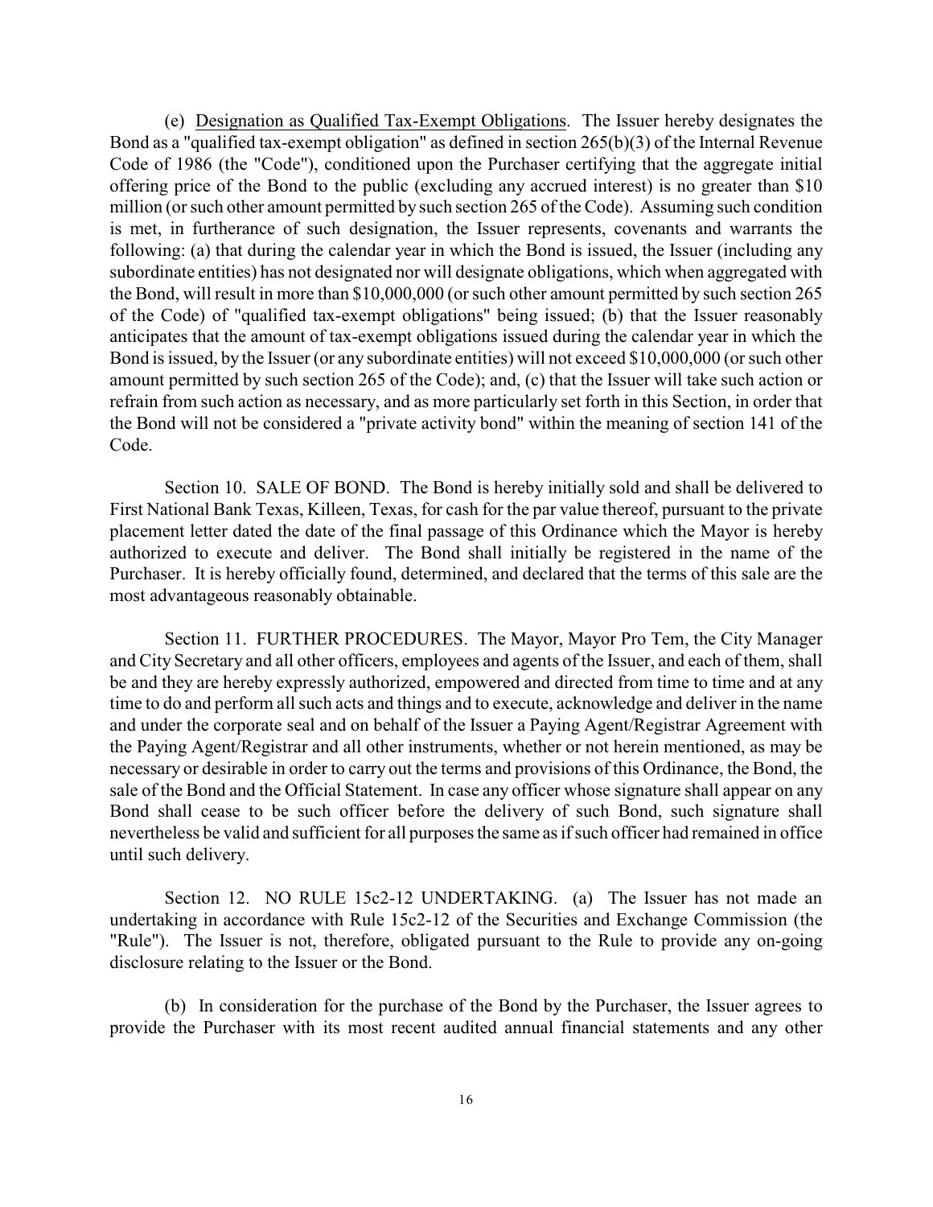(e) Designation as Qualified Tax-Exempt Obligations. The Issuer hereby designates the Bond as a "qualified tax-exempt obligation" as defined in section 265(b)(3) of the Internal Revenue Code of 1986 (the "Code"), conditioned upon the Purchaser certifying that the aggregate initial offering price of the Bond to the public (excluding any accrued interest) is no greater than $10 million (or such other amount permitted by such section 265 of the Code). Assuming such condition is met, in furtherance of such designation, the Issuer represents, covenants and warrants the following: (a) that during the calendar year in which the Bond is issued, the Issuer (including any subordinate entities) has not designated nor will designate obligations, which when aggregated with the Bond, will result in more than $10,000,000 (or such other amount permitted by such section 265 of the Code) of "qualified tax-exempt obligations" being issued; (b) that the Issuer reasonably anticipates that the amount of tax-exempt obligations issued during the calendar year in which the Bond is issued, by the Issuer (or any subordinate entities) will not exceed $10,000,000 (or such other amount permitted by such section 265 of the Code); and, (c) that the Issuer will take such action or refrain from such action as necessary, and as more particularly set forth in this Section, in order that the Bond will not be considered a "private activity bond" within the meaning of section 141 of the Code.

Section 10. SALE OF BOND. The Bond is hereby initially sold and shall be delivered to First National Bank Texas, Killeen, Texas, for cash for the par value thereof, pursuant to the private placement letter dated the date of the final passage of this Ordinance which the Mayor is hereby authorized to execute and deliver. The Bond shall initially be registered in the name of the Purchaser. It is hereby officially found, determined, and declared that the terms of this sale are the most advantageous reasonably obtainable.

Section 11. FURTHER PROCEDURES. The Mayor, Mayor Pro Tem, the City Manager and City Secretary and all other officers, employees and agents of the Issuer, and each of them, shall be and they are hereby expressly authorized, empowered and directed from time to time and at any time to do and perform all such acts and things and to execute, acknowledge and deliver in the name and under the corporate seal and on behalf of the Issuer a Paying Agent/Registrar Agreement with the Paying Agent/Registrar and all other instruments, whether or not herein mentioned, as may be necessary or desirable in order to carry out the terms and provisions of this Ordinance, the Bond, the sale of the Bond and the Official Statement. In case any officer whose signature shall appear on any Bond shall cease to be such officer before the delivery of such Bond, such signature shall nevertheless be valid and sufficient for all purposes the same as if such officer had remained in office until such delivery.

Section 12. NO RULE 15c2-12 UNDERTAKING. (a) The Issuer has not made an undertaking in accordance with Rule 15c2-12 of the Securities and Exchange Commission (the "Rule"). The Issuer is not, therefore, obligated pursuant to the Rule to provide any on-going disclosure relating to the Issuer or the Bond.

(b) In consideration for the purchase of the Bond by the Purchaser, the Issuer agrees to provide the Purchaser with its most recent audited annual financial statements and any other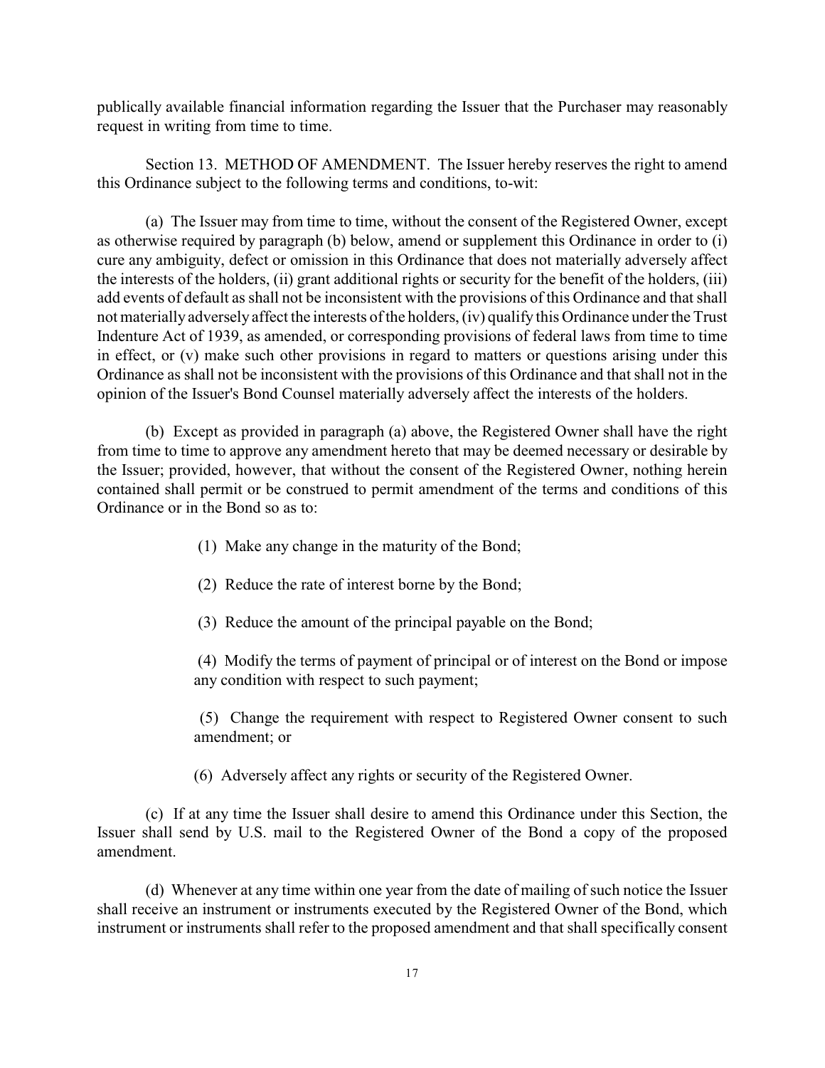publically available financial information regarding the Issuer that the Purchaser may reasonably request in writing from time to time.

Section 13. METHOD OF AMENDMENT. The Issuer hereby reserves the right to amend this Ordinance subject to the following terms and conditions, to-wit:

(a) The Issuer may from time to time, without the consent of the Registered Owner, except as otherwise required by paragraph (b) below, amend or supplement this Ordinance in order to (i) cure any ambiguity, defect or omission in this Ordinance that does not materially adversely affect the interests of the holders, (ii) grant additional rights or security for the benefit of the holders, (iii) add events of default as shall not be inconsistent with the provisions of this Ordinance and that shall not materially adversely affect the interests of the holders, (iv) qualify this Ordinance under the Trust Indenture Act of 1939, as amended, or corresponding provisions of federal laws from time to time in effect, or (v) make such other provisions in regard to matters or questions arising under this Ordinance as shall not be inconsistent with the provisions of this Ordinance and that shall not in the opinion of the Issuer's Bond Counsel materially adversely affect the interests of the holders.

(b) Except as provided in paragraph (a) above, the Registered Owner shall have the right from time to time to approve any amendment hereto that may be deemed necessary or desirable by the Issuer; provided, however, that without the consent of the Registered Owner, nothing herein contained shall permit or be construed to permit amendment of the terms and conditions of this Ordinance or in the Bond so as to:

(1) Make any change in the maturity of the Bond;

(2) Reduce the rate of interest borne by the Bond;

(3) Reduce the amount of the principal payable on the Bond;

(4) Modify the terms of payment of principal or of interest on the Bond or impose any condition with respect to such payment;

(5) Change the requirement with respect to Registered Owner consent to such amendment; or

(6) Adversely affect any rights or security of the Registered Owner.

(c) If at any time the Issuer shall desire to amend this Ordinance under this Section, the Issuer shall send by U.S. mail to the Registered Owner of the Bond a copy of the proposed amendment.

(d) Whenever at any time within one year from the date of mailing of such notice the Issuer shall receive an instrument or instruments executed by the Registered Owner of the Bond, which instrument or instruments shall refer to the proposed amendment and that shall specifically consent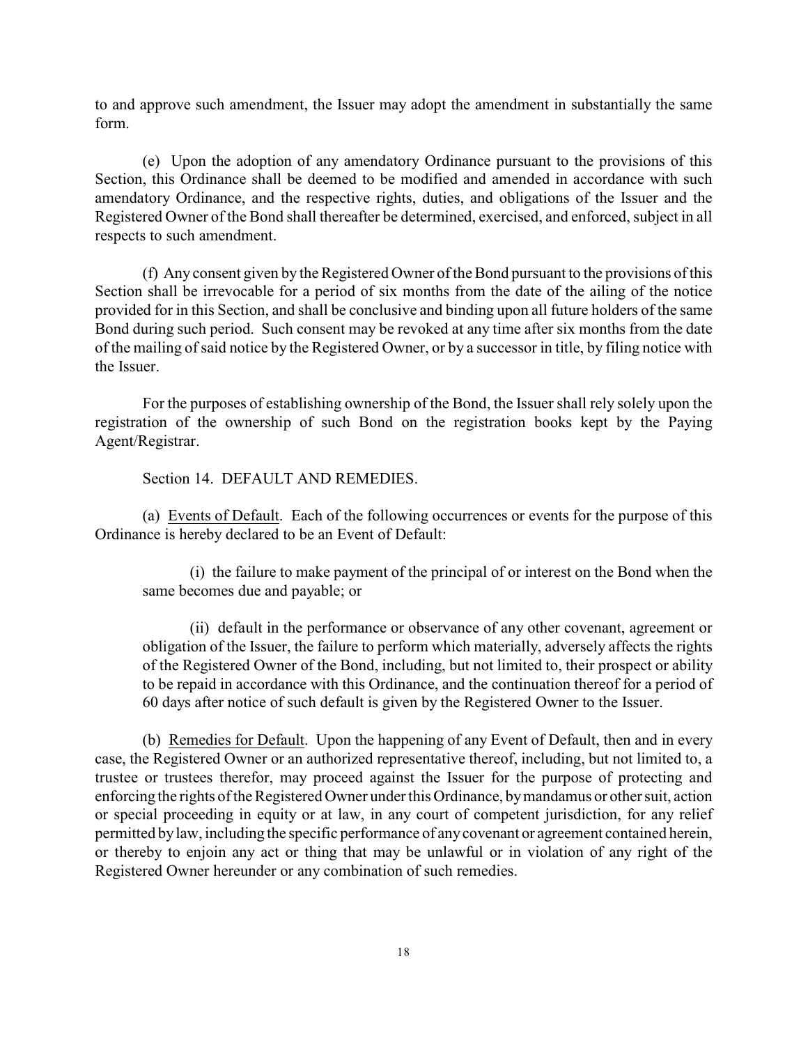to and approve such amendment, the Issuer may adopt the amendment in substantially the same form.

(e) Upon the adoption of any amendatory Ordinance pursuant to the provisions of this Section, this Ordinance shall be deemed to be modified and amended in accordance with such amendatory Ordinance, and the respective rights, duties, and obligations of the Issuer and the Registered Owner of the Bond shall thereafter be determined, exercised, and enforced, subject in all respects to such amendment.

(f) Any consent given by the Registered Owner of the Bond pursuant to the provisions of this Section shall be irrevocable for a period of six months from the date of the ailing of the notice provided for in this Section, and shall be conclusive and binding upon all future holders of the same Bond during such period. Such consent may be revoked at any time after six months from the date of the mailing of said notice by the Registered Owner, or by a successor in title, by filing notice with the Issuer.

For the purposes of establishing ownership of the Bond, the Issuer shall rely solely upon the registration of the ownership of such Bond on the registration books kept by the Paying Agent/Registrar.

Section 14. DEFAULT AND REMEDIES.

(a) Events of Default. Each of the following occurrences or events for the purpose of this Ordinance is hereby declared to be an Event of Default:

(i) the failure to make payment of the principal of or interest on the Bond when the same becomes due and payable; or

(ii) default in the performance or observance of any other covenant, agreement or obligation of the Issuer, the failure to perform which materially, adversely affects the rights of the Registered Owner of the Bond, including, but not limited to, their prospect or ability to be repaid in accordance with this Ordinance, and the continuation thereof for a period of 60 days after notice of such default is given by the Registered Owner to the Issuer.

(b) Remedies for Default. Upon the happening of any Event of Default, then and in every case, the Registered Owner or an authorized representative thereof, including, but not limited to, a trustee or trustees therefor, may proceed against the Issuer for the purpose of protecting and enforcing the rights of the Registered Owner under this Ordinance, by mandamus or other suit, action or special proceeding in equity or at law, in any court of competent jurisdiction, for any relief permitted by law, including the specific performance of any covenant or agreement contained herein, or thereby to enjoin any act or thing that may be unlawful or in violation of any right of the Registered Owner hereunder or any combination of such remedies.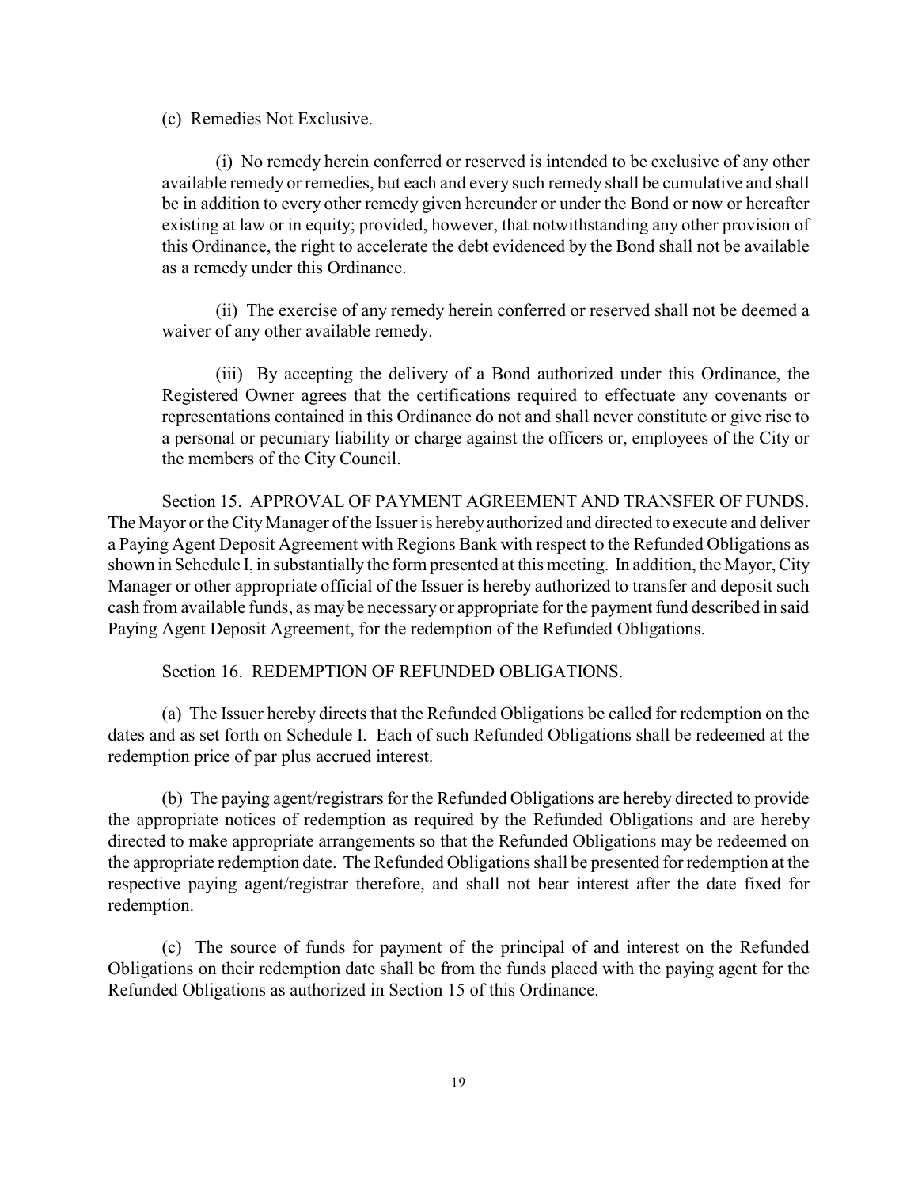(c) Remedies Not Exclusive.

(i) No remedy herein conferred or reserved is intended to be exclusive of any other available remedy or remedies, but each and every such remedy shall be cumulative and shall be in addition to every other remedy given hereunder or under the Bond or now or hereafter existing at law or in equity; provided, however, that notwithstanding any other provision of this Ordinance, the right to accelerate the debt evidenced by the Bond shall not be available as a remedy under this Ordinance.

(ii) The exercise of any remedy herein conferred or reserved shall not be deemed a waiver of any other available remedy.

(iii) By accepting the delivery of a Bond authorized under this Ordinance, the Registered Owner agrees that the certifications required to effectuate any covenants or representations contained in this Ordinance do not and shall never constitute or give rise to a personal or pecuniary liability or charge against the officers or, employees of the City or the members of the City Council.

Section 15. APPROVAL OF PAYMENT AGREEMENT AND TRANSFER OF FUNDS. The Mayor or the City Manager of the Issuer is hereby authorized and directed to execute and deliver a Paying Agent Deposit Agreement with Regions Bank with respect to the Refunded Obligations as shown in Schedule I, in substantially the form presented at this meeting. In addition, the Mayor, City Manager or other appropriate official of the Issuer is hereby authorized to transfer and deposit such cash from available funds, as may be necessary or appropriate for the payment fund described in said Paying Agent Deposit Agreement, for the redemption of the Refunded Obligations.

Section 16. REDEMPTION OF REFUNDED OBLIGATIONS.

(a) The Issuer hereby directs that the Refunded Obligations be called for redemption on the dates and as set forth on Schedule I. Each of such Refunded Obligations shall be redeemed at the redemption price of par plus accrued interest.

(b) The paying agent/registrars for the Refunded Obligations are hereby directed to provide the appropriate notices of redemption as required by the Refunded Obligations and are hereby directed to make appropriate arrangements so that the Refunded Obligations may be redeemed on the appropriate redemption date. The Refunded Obligations shall be presented for redemption at the respective paying agent/registrar therefore, and shall not bear interest after the date fixed for redemption.

(c) The source of funds for payment of the principal of and interest on the Refunded Obligations on their redemption date shall be from the funds placed with the paying agent for the Refunded Obligations as authorized in Section 15 of this Ordinance.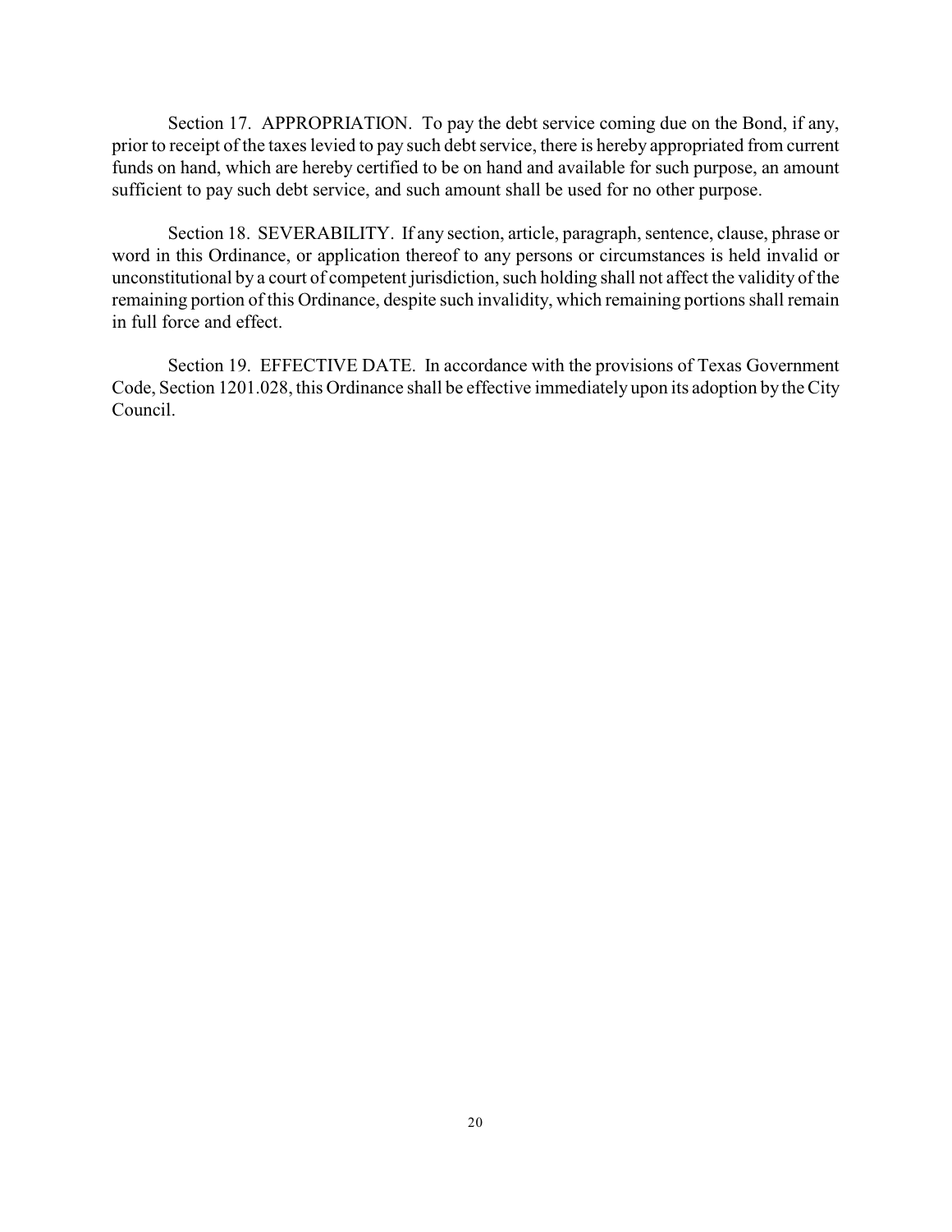Section 17. APPROPRIATION. To pay the debt service coming due on the Bond, if any, prior to receipt of the taxes levied to pay such debt service, there is hereby appropriated from current funds on hand, which are hereby certified to be on hand and available for such purpose, an amount sufficient to pay such debt service, and such amount shall be used for no other purpose.

Section 18. SEVERABILITY. If any section, article, paragraph, sentence, clause, phrase or word in this Ordinance, or application thereof to any persons or circumstances is held invalid or unconstitutional by a court of competent jurisdiction, such holding shall not affect the validity of the remaining portion of this Ordinance, despite such invalidity, which remaining portions shall remain in full force and effect.

Section 19. EFFECTIVE DATE. In accordance with the provisions of Texas Government Code, Section 1201.028, this Ordinance shall be effective immediately upon its adoption by the City Council.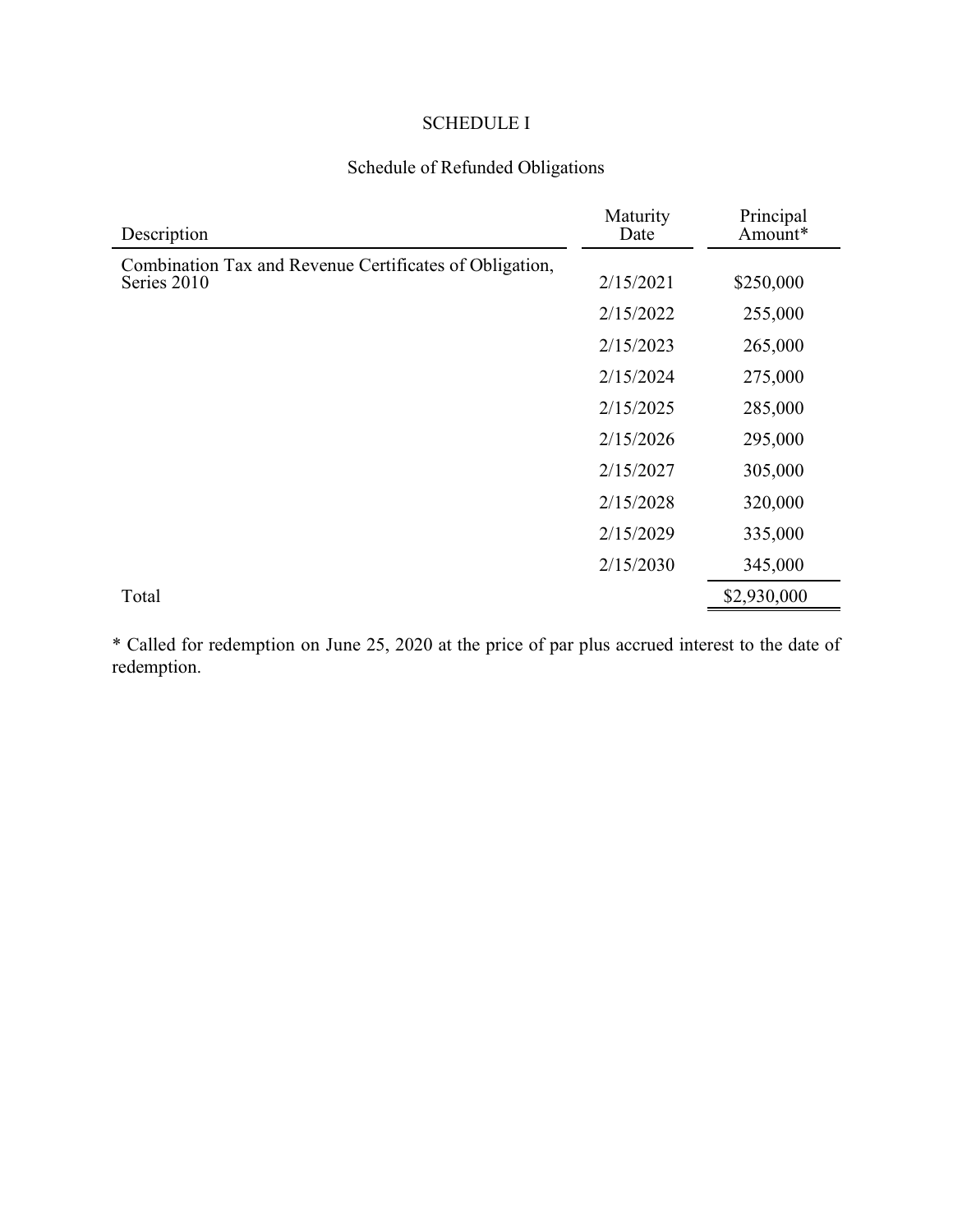# SCHEDULE I

## Schedule of Refunded Obligations

| Description | Maturity Date | Principal Amount* |
|---|---|---|
| Combination Tax and Revenue Certificates of Obligation, Series 2010 | 2/15/2021 | $250,000 |
| | 2/15/2022 | 255,000 |
| | 2/15/2023 | 265,000 |
| | 2/15/2024 | 275,000 |
| | 2/15/2025 | 285,000 |
| | 2/15/2026 | 295,000 |
| | 2/15/2027 | 305,000 |
| | 2/15/2028 | 320,000 |
| | 2/15/2029 | 335,000 |
| | 2/15/2030 | 345,000 |
| Total | | $2,930,000 |

* Called for redemption on June 25, 2020 at the price of par plus accrued interest to the date of redemption.